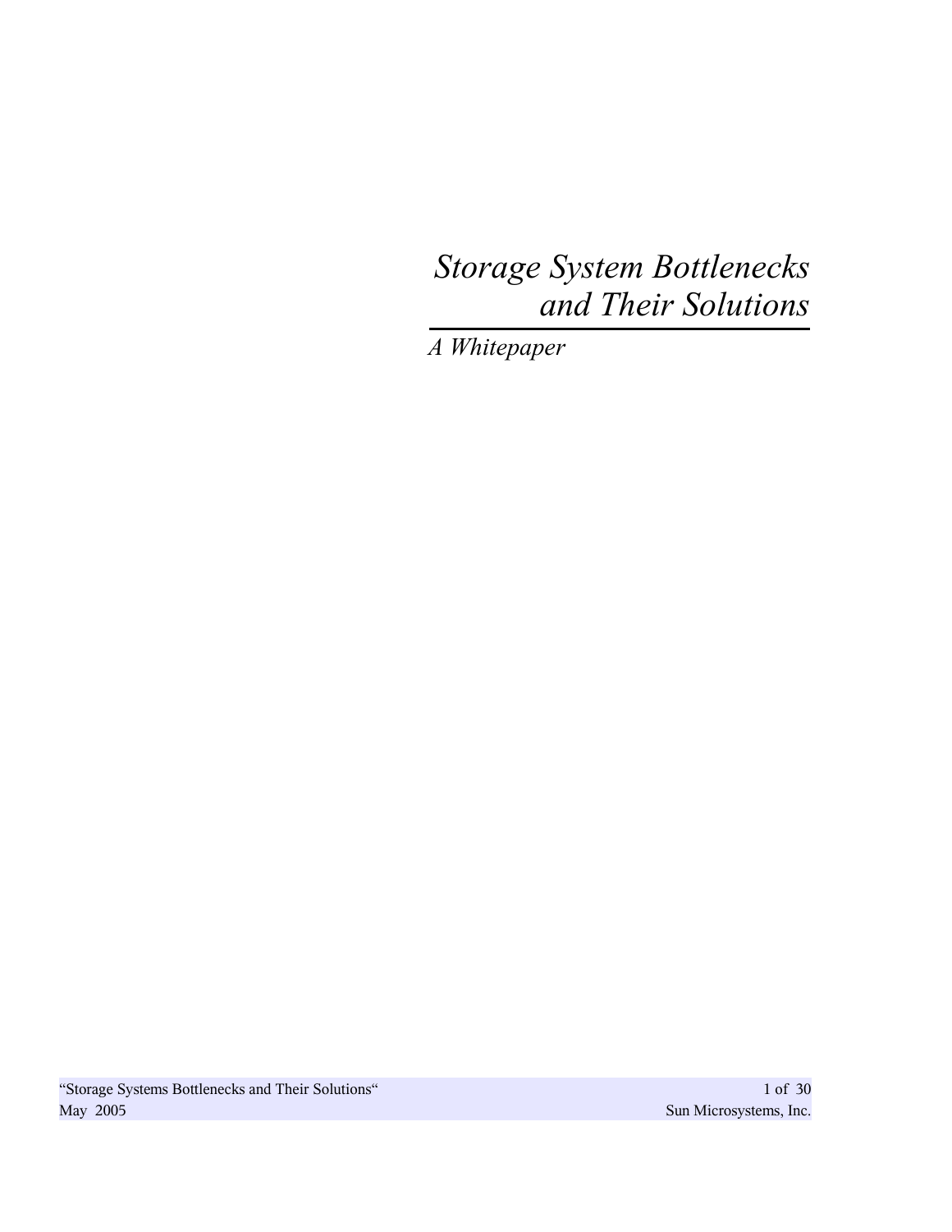# *Storage System Bottlenecks and Their Solutions*

*A Whitepaper*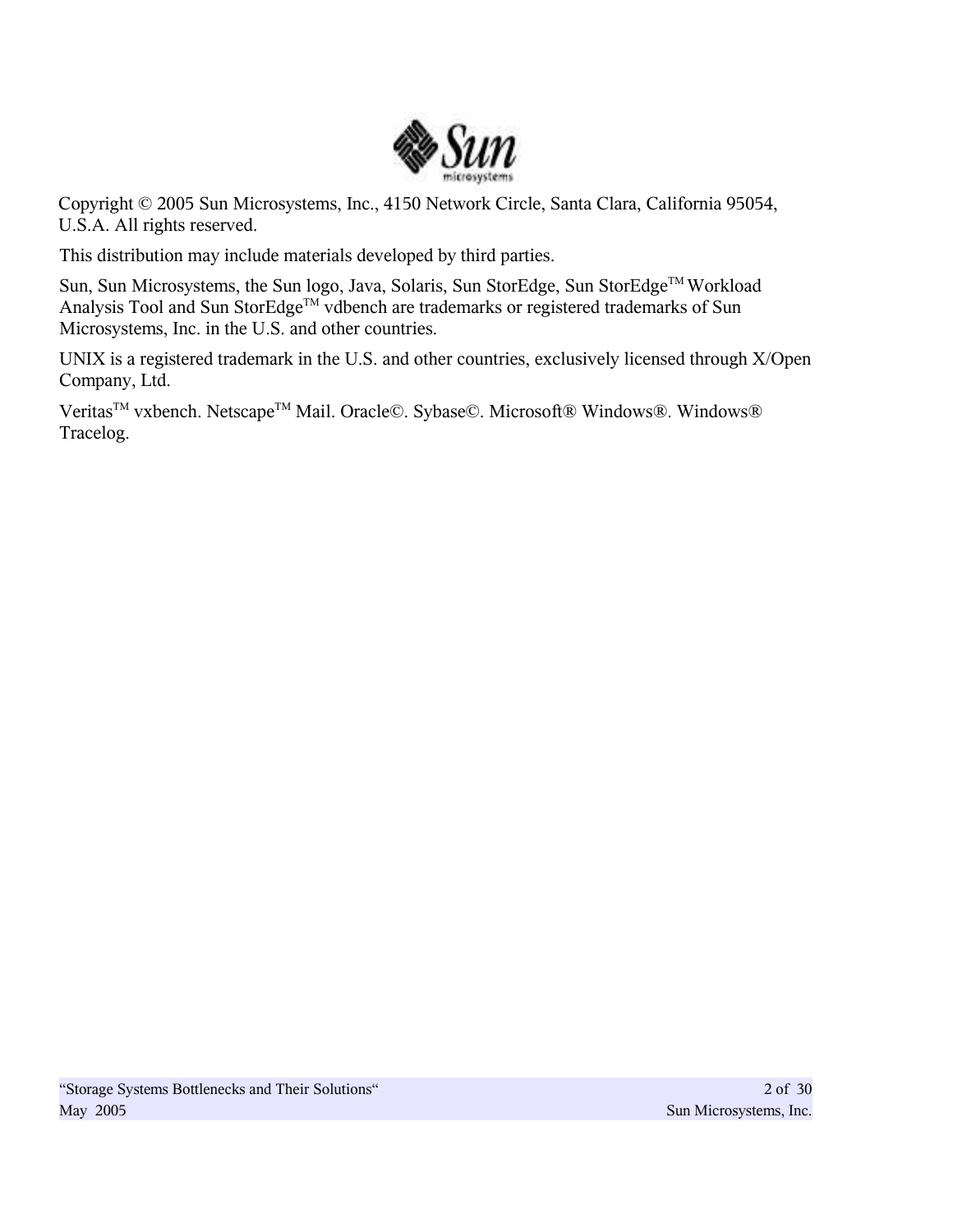Copyright © 2005 Sun Microsystems, Inc., 4150 Network Circle, Santa Clara, California 95054, U.S.A. All rights reserved.

This distribution may include materials developed by third parties.

Sun, Sun Microsystems, the Sun logo, Java, Solaris, Sun StorEdge, Sun StorEdge™ Workload Analysis Tool and Sun StorEdge™ vdbench are trademarks or registered trademarks of Sun Microsystems, Inc. in the U.S. and other countries.

UNIX is a registered trademark in the U.S. and other countries, exclusively licensed through X/Open Company, Ltd.

Veritas™ vxbench. Netscape™ Mail. Oracle©. Sybase©. Microsoft® Windows®. Windows® Tracelog.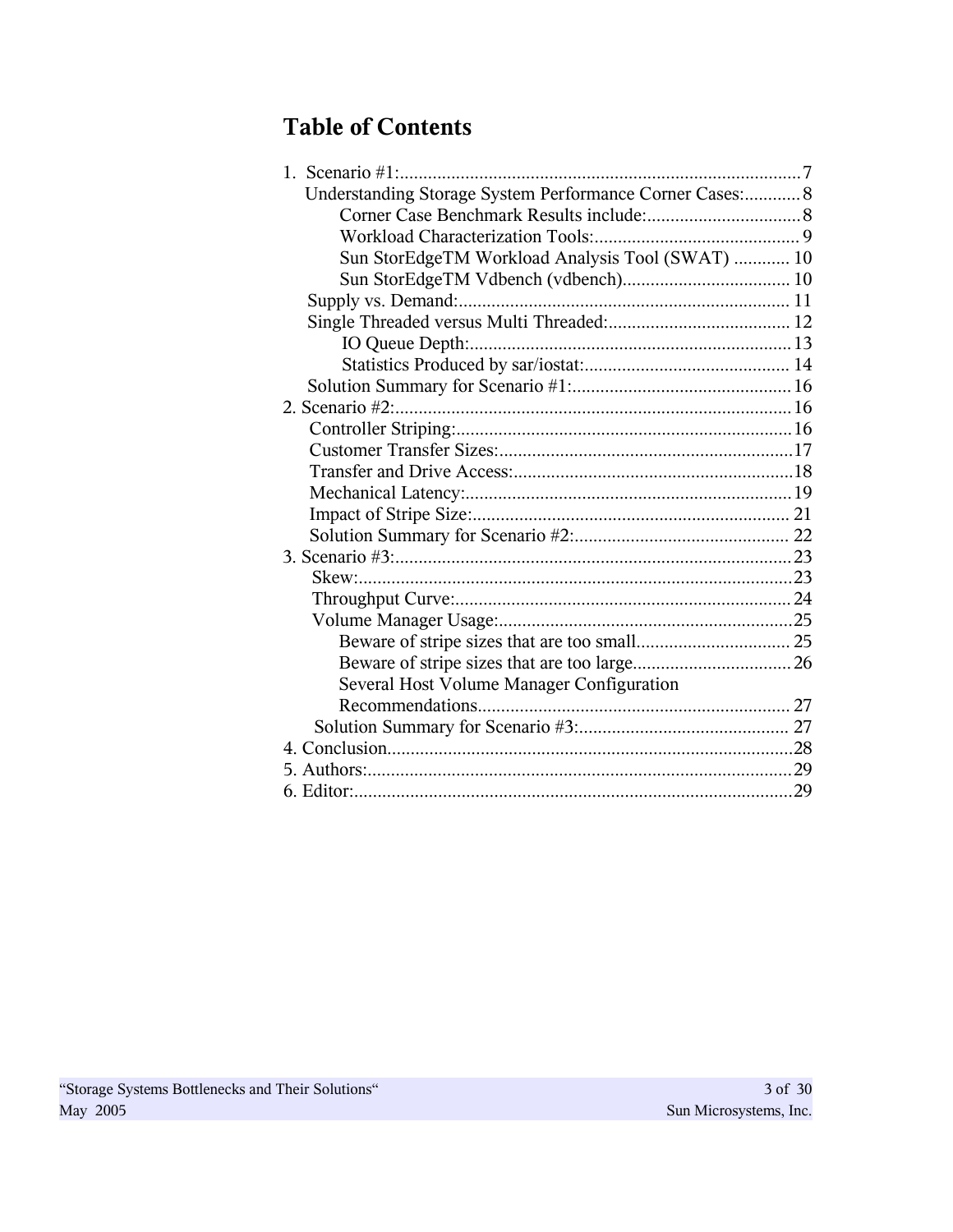# Table of Contents

1. Scenario #1:....................................................................................7
    - Understanding Storage System Performance Corner Cases:............8
        - Corner Case Benchmark Results include:.................................8
        - Workload Characterization Tools:............................................9
        - Sun StorEdgeTM Workload Analysis Tool (SWAT) ............ 10
        - Sun StorEdgeTM Vdbench (vdbench).................................... 10
    - Supply vs. Demand:....................................................................... 11
    - Single Threaded versus Multi Threaded:....................................... 12
        - IO Queue Depth:..................................................................... 13
        - Statistics Produced by sar/iostat:............................................ 14
    - Solution Summary for Scenario #1:............................................... 16
2. Scenario #2:.................................................................................... 16
    - Controller Striping:........................................................................ 16
    - Customer Transfer Sizes:............................................................... 17
    - Transfer and Drive Access:............................................................ 18
    - Mechanical Latency:...................................................................... 19
    - Impact of Stripe Size:.................................................................... 21
    - Solution Summary for Scenario #2:.............................................. 22
3. Scenario #3:.................................................................................... 23
    - Skew:............................................................................................ 23
    - Throughput Curve:........................................................................ 24
    - Volume Manager Usage:............................................................... 25
        - Beware of stripe sizes that are too small................................. 25
        - Beware of stripe sizes that are too large.................................. 26
        - Several Host Volume Manager Configuration Recommendations.................................................................. 27
    - Solution Summary for Scenario #3:............................................. 27
4. Conclusion...................................................................................... 28
5. Authors:.......................................................................................... 29
6. Editor:............................................................................................. 29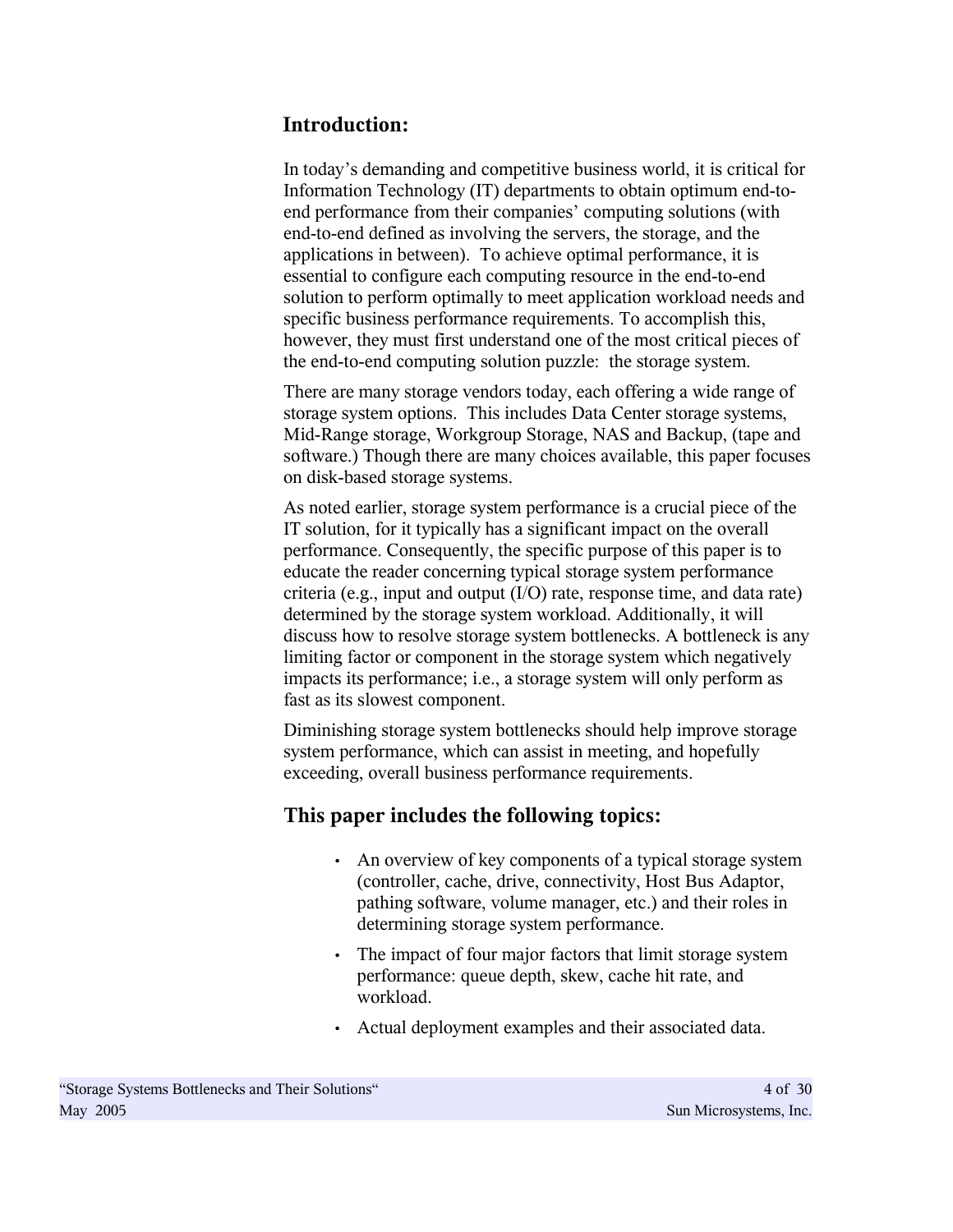## Introduction:

In today's demanding and competitive business world, it is critical for Information Technology (IT) departments to obtain optimum end-to-end performance from their companies' computing solutions (with end-to-end defined as involving the servers, the storage, and the applications in between). To achieve optimal performance, it is essential to configure each computing resource in the end-to-end solution to perform optimally to meet application workload needs and specific business performance requirements. To accomplish this, however, they must first understand one of the most critical pieces of the end-to-end computing solution puzzle: the storage system.

There are many storage vendors today, each offering a wide range of storage system options. This includes Data Center storage systems, Mid-Range storage, Workgroup Storage, NAS and Backup, (tape and software.) Though there are many choices available, this paper focuses on disk-based storage systems.

As noted earlier, storage system performance is a crucial piece of the IT solution, for it typically has a significant impact on the overall performance. Consequently, the specific purpose of this paper is to educate the reader concerning typical storage system performance criteria (e.g., input and output (I/O) rate, response time, and data rate) determined by the storage system workload. Additionally, it will discuss how to resolve storage system bottlenecks. A bottleneck is any limiting factor or component in the storage system which negatively impacts its performance; i.e., a storage system will only perform as fast as its slowest component.

Diminishing storage system bottlenecks should help improve storage system performance, which can assist in meeting, and hopefully exceeding, overall business performance requirements.

## This paper includes the following topics:

- An overview of key components of a typical storage system (controller, cache, drive, connectivity, Host Bus Adaptor, pathing software, volume manager, etc.) and their roles in determining storage system performance.
- The impact of four major factors that limit storage system performance: queue depth, skew, cache hit rate, and workload.
- Actual deployment examples and their associated data.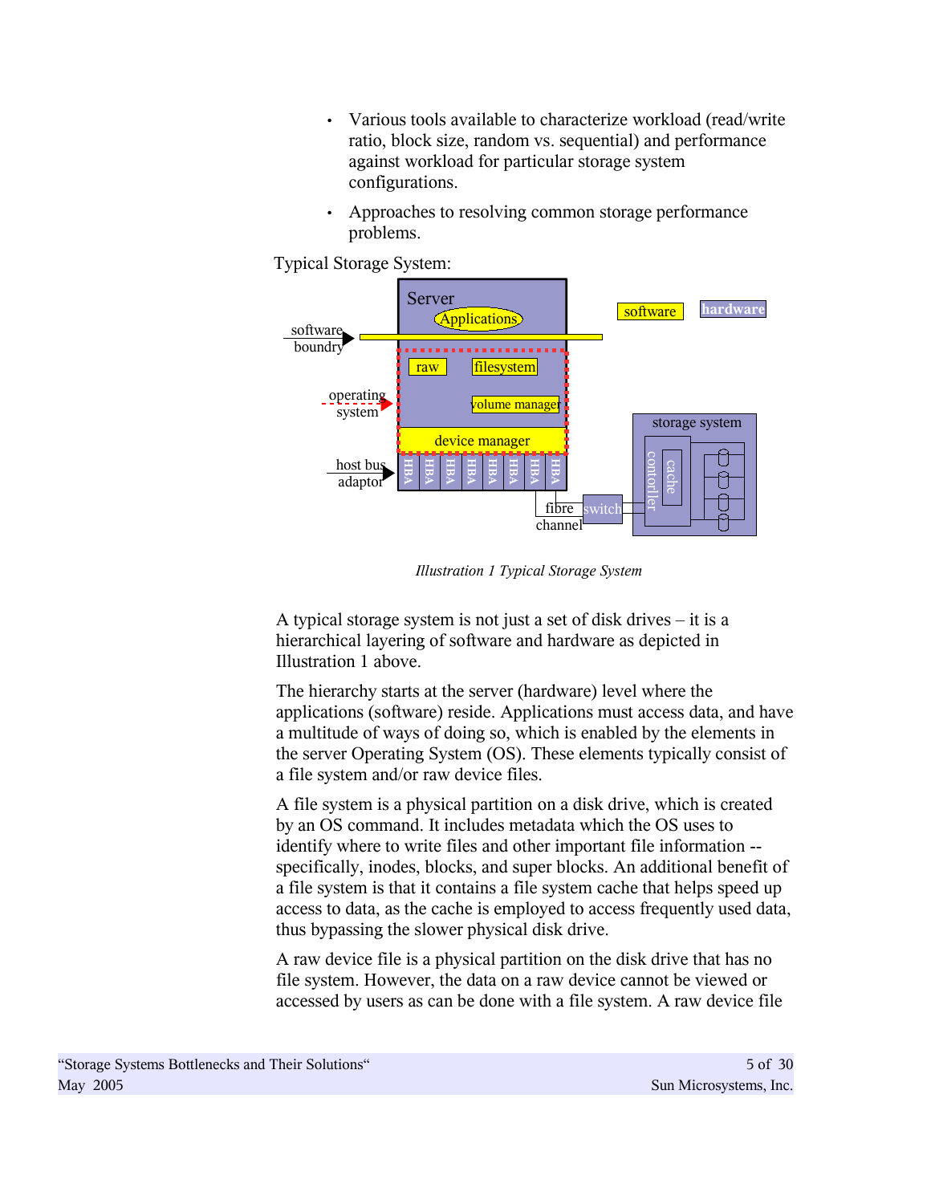- Various tools available to characterize workload (read/write ratio, block size, random vs. sequential) and performance against workload for particular storage system configurations.
- Approaches to resolving common storage performance problems.

Typical Storage System:

*Illustration 1 Typical Storage System*

A typical storage system is not just a set of disk drives – it is a hierarchical layering of software and hardware as depicted in Illustration 1 above.

The hierarchy starts at the server (hardware) level where the applications (software) reside. Applications must access data, and have a multitude of ways of doing so, which is enabled by the elements in the server Operating System (OS). These elements typically consist of a file system and/or raw device files.

A file system is a physical partition on a disk drive, which is created by an OS command. It includes metadata which the OS uses to identify where to write files and other important file information -- specifically, inodes, blocks, and super blocks. An additional benefit of a file system is that it contains a file system cache that helps speed up access to data, as the cache is employed to access frequently used data, thus bypassing the slower physical disk drive.

A raw device file is a physical partition on the disk drive that has no file system. However, the data on a raw device cannot be viewed or accessed by users as can be done with a file system. A raw device file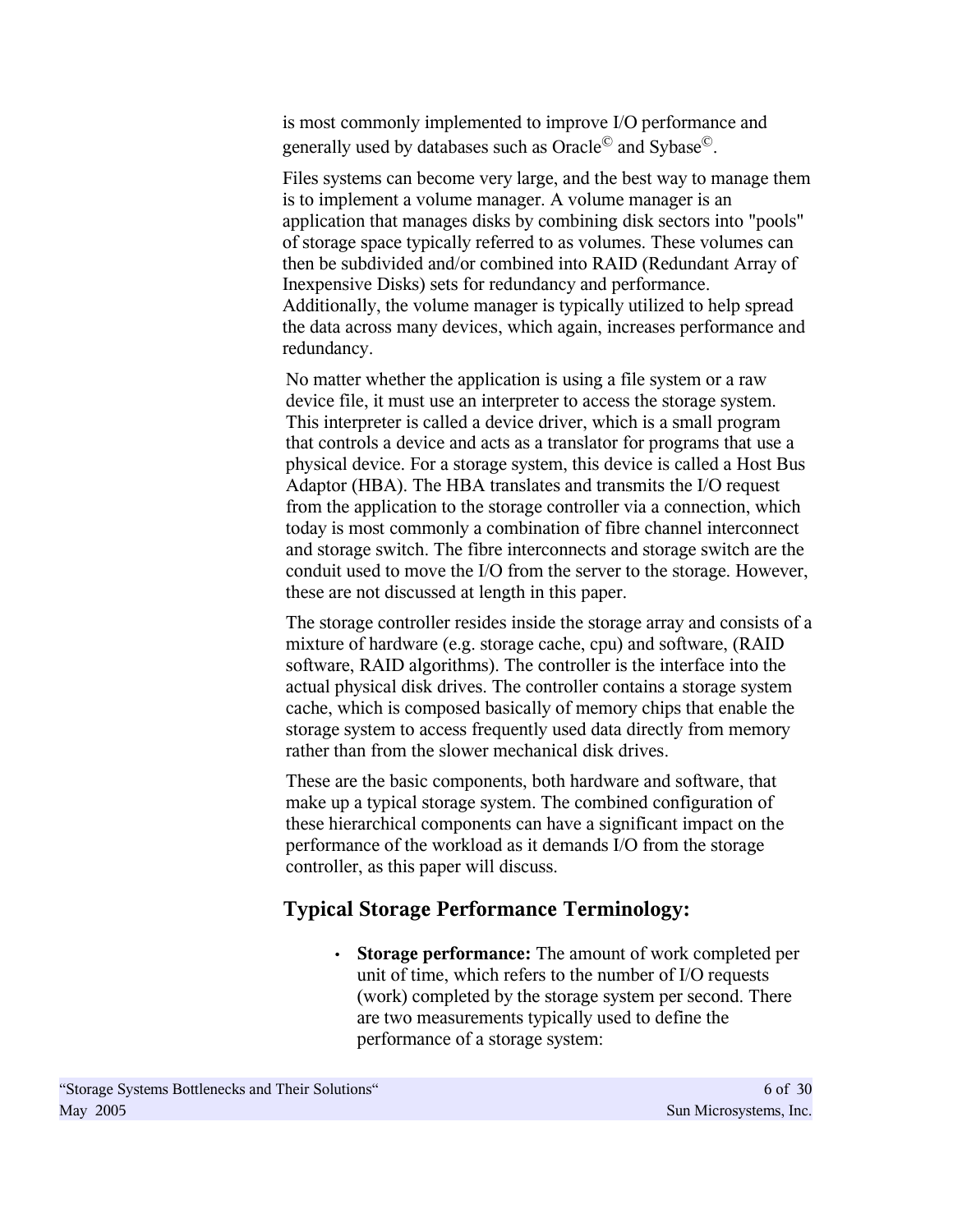is most commonly implemented to improve I/O performance and generally used by databases such as Oracle© and Sybase©.

Files systems can become very large, and the best way to manage them is to implement a volume manager. A volume manager is an application that manages disks by combining disk sectors into "pools" of storage space typically referred to as volumes. These volumes can then be subdivided and/or combined into RAID (Redundant Array of Inexpensive Disks) sets for redundancy and performance. Additionally, the volume manager is typically utilized to help spread the data across many devices, which again, increases performance and redundancy.

No matter whether the application is using a file system or a raw device file, it must use an interpreter to access the storage system. This interpreter is called a device driver, which is a small program that controls a device and acts as a translator for programs that use a physical device. For a storage system, this device is called a Host Bus Adaptor (HBA). The HBA translates and transmits the I/O request from the application to the storage controller via a connection, which today is most commonly a combination of fibre channel interconnect and storage switch. The fibre interconnects and storage switch are the conduit used to move the I/O from the server to the storage. However, these are not discussed at length in this paper.

The storage controller resides inside the storage array and consists of a mixture of hardware (e.g. storage cache, cpu) and software, (RAID software, RAID algorithms). The controller is the interface into the actual physical disk drives. The controller contains a storage system cache, which is composed basically of memory chips that enable the storage system to access frequently used data directly from memory rather than from the slower mechanical disk drives.

These are the basic components, both hardware and software, that make up a typical storage system. The combined configuration of these hierarchical components can have a significant impact on the performance of the workload as it demands I/O from the storage controller, as this paper will discuss.

## Typical Storage Performance Terminology:

- **Storage performance:** The amount of work completed per unit of time, which refers to the number of I/O requests (work) completed by the storage system per second. There are two measurements typically used to define the performance of a storage system: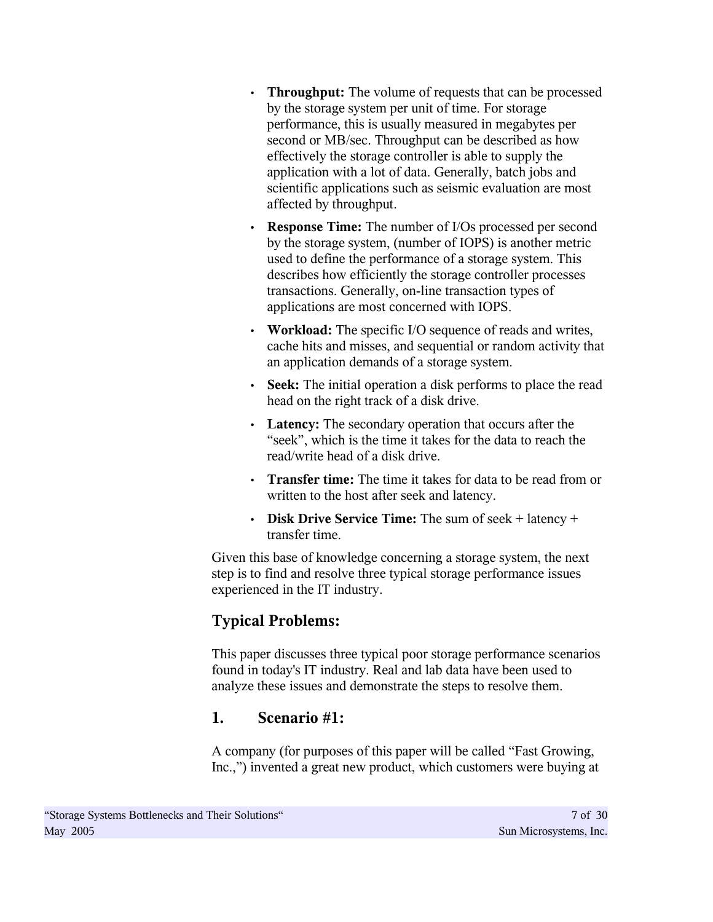- **Throughput:** The volume of requests that can be processed by the storage system per unit of time. For storage performance, this is usually measured in megabytes per second or MB/sec. Throughput can be described as how effectively the storage controller is able to supply the application with a lot of data. Generally, batch jobs and scientific applications such as seismic evaluation are most affected by throughput.
- **Response Time:** The number of I/Os processed per second by the storage system, (number of IOPS) is another metric used to define the performance of a storage system. This describes how efficiently the storage controller processes transactions. Generally, on-line transaction types of applications are most concerned with IOPS.
- **Workload:** The specific I/O sequence of reads and writes, cache hits and misses, and sequential or random activity that an application demands of a storage system.
- **Seek:** The initial operation a disk performs to place the read head on the right track of a disk drive.
- **Latency:** The secondary operation that occurs after the "seek", which is the time it takes for the data to reach the read/write head of a disk drive.
- **Transfer time:** The time it takes for data to be read from or written to the host after seek and latency.
- **Disk Drive Service Time:** The sum of seek + latency + transfer time.

Given this base of knowledge concerning a storage system, the next step is to find and resolve three typical storage performance issues experienced in the IT industry.

## Typical Problems:

This paper discusses three typical poor storage performance scenarios found in today's IT industry. Real and lab data have been used to analyze these issues and demonstrate the steps to resolve them.

### 1. Scenario #1:

A company (for purposes of this paper will be called "Fast Growing, Inc.,") invented a great new product, which customers were buying at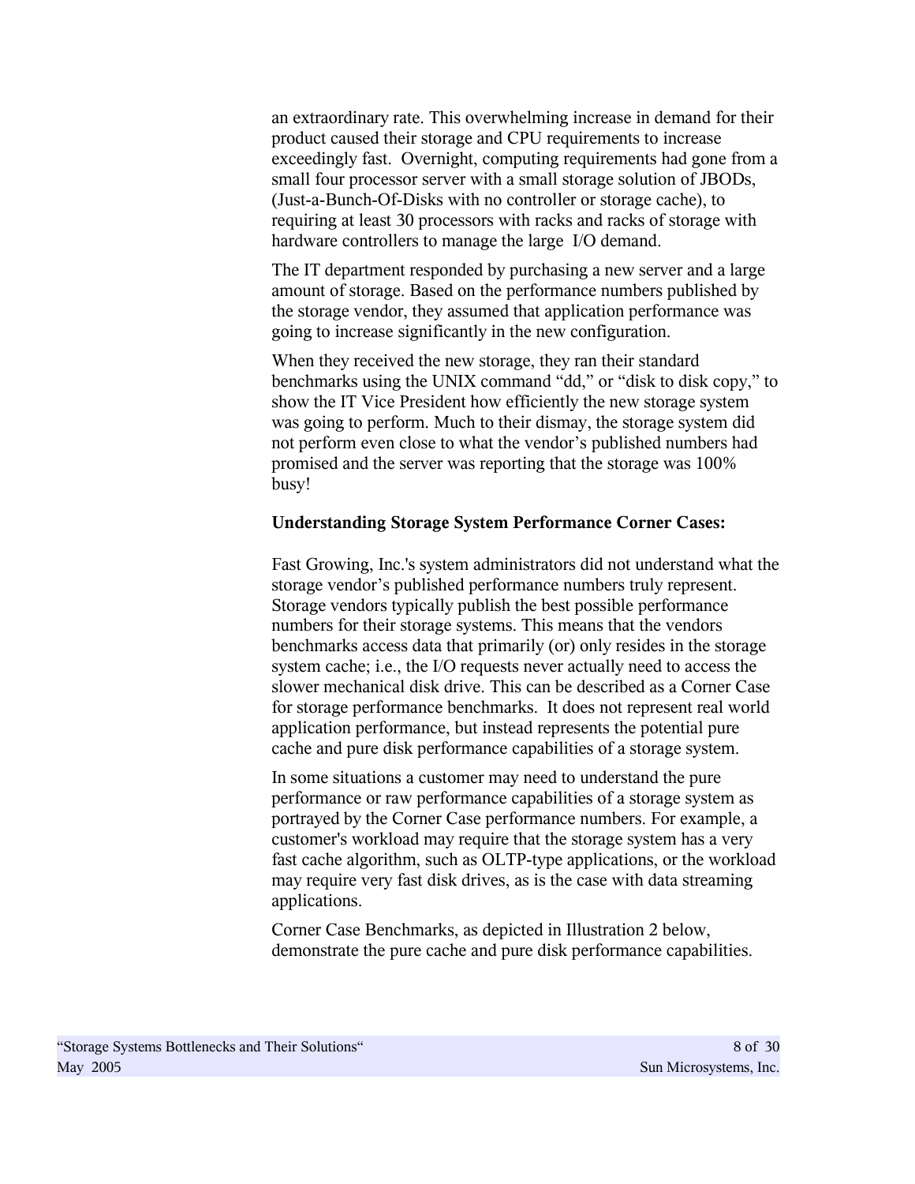an extraordinary rate. This overwhelming increase in demand for their product caused their storage and CPU requirements to increase exceedingly fast. Overnight, computing requirements had gone from a small four processor server with a small storage solution of JBODs, (Just-a-Bunch-Of-Disks with no controller or storage cache), to requiring at least 30 processors with racks and racks of storage with hardware controllers to manage the large I/O demand.

The IT department responded by purchasing a new server and a large amount of storage. Based on the performance numbers published by the storage vendor, they assumed that application performance was going to increase significantly in the new configuration.

When they received the new storage, they ran their standard benchmarks using the UNIX command "dd," or "disk to disk copy," to show the IT Vice President how efficiently the new storage system was going to perform. Much to their dismay, the storage system did not perform even close to what the vendor's published numbers had promised and the server was reporting that the storage was 100% busy!

### Understanding Storage System Performance Corner Cases:

Fast Growing, Inc.'s system administrators did not understand what the storage vendor's published performance numbers truly represent. Storage vendors typically publish the best possible performance numbers for their storage systems. This means that the vendors benchmarks access data that primarily (or) only resides in the storage system cache; i.e., the I/O requests never actually need to access the slower mechanical disk drive. This can be described as a Corner Case for storage performance benchmarks. It does not represent real world application performance, but instead represents the potential pure cache and pure disk performance capabilities of a storage system.

In some situations a customer may need to understand the pure performance or raw performance capabilities of a storage system as portrayed by the Corner Case performance numbers. For example, a customer's workload may require that the storage system has a very fast cache algorithm, such as OLTP-type applications, or the workload may require very fast disk drives, as is the case with data streaming applications.

Corner Case Benchmarks, as depicted in Illustration 2 below, demonstrate the pure cache and pure disk performance capabilities.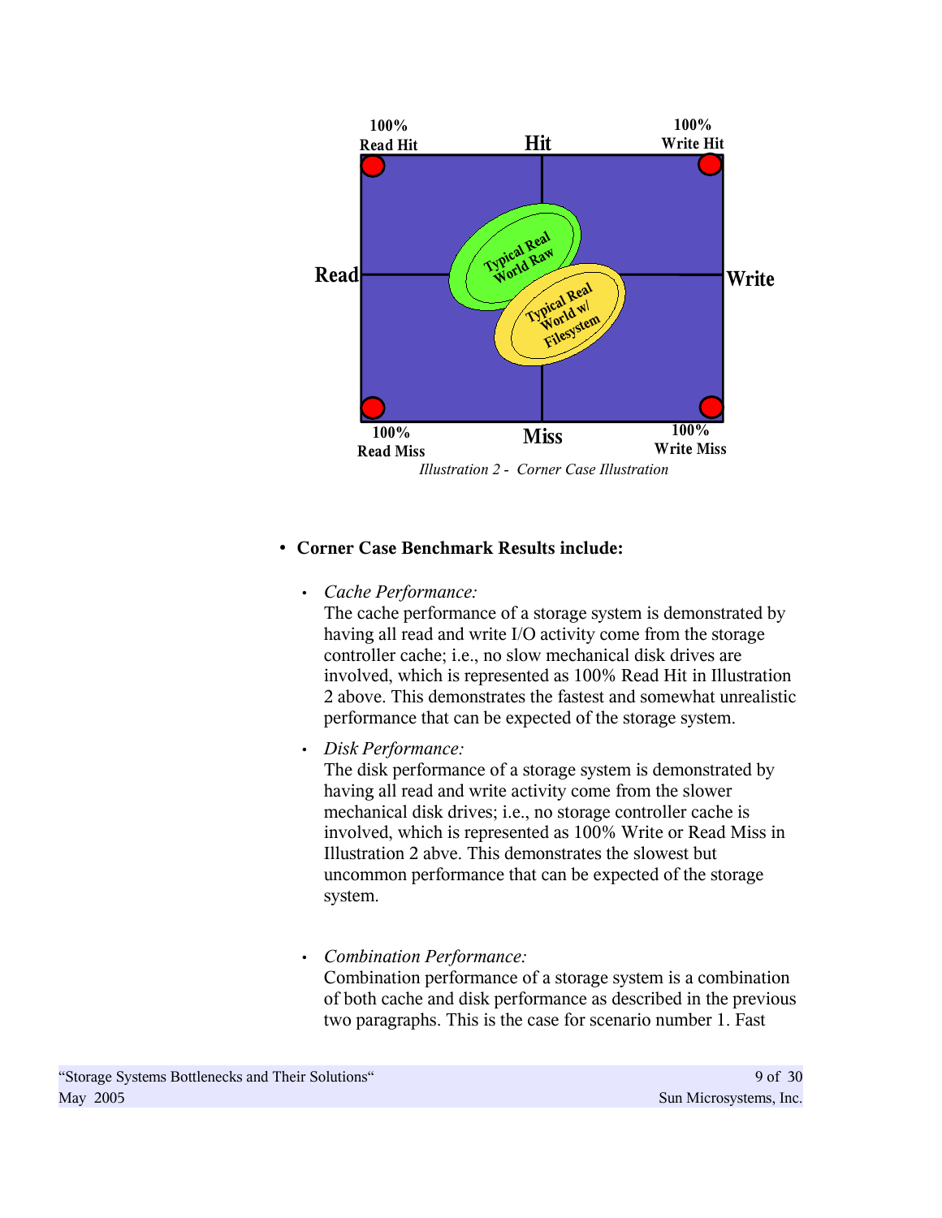*Illustration 2 - Corner Case Illustration*

- **Corner Case Benchmark Results include:**
  - *Cache Performance:*
    The cache performance of a storage system is demonstrated by having all read and write I/O activity come from the storage controller cache; i.e., no slow mechanical disk drives are involved, which is represented as 100% Read Hit in Illustration 2 above. This demonstrates the fastest and somewhat unrealistic performance that can be expected of the storage system.
  - *Disk Performance:*
    The disk performance of a storage system is demonstrated by having all read and write activity come from the slower mechanical disk drives; i.e., no storage controller cache is involved, which is represented as 100% Write or Read Miss in Illustration 2 abve. This demonstrates the slowest but uncommon performance that can be expected of the storage system.
  - *Combination Performance:*
    Combination performance of a storage system is a combination of both cache and disk performance as described in the previous two paragraphs. This is the case for scenario number 1. Fast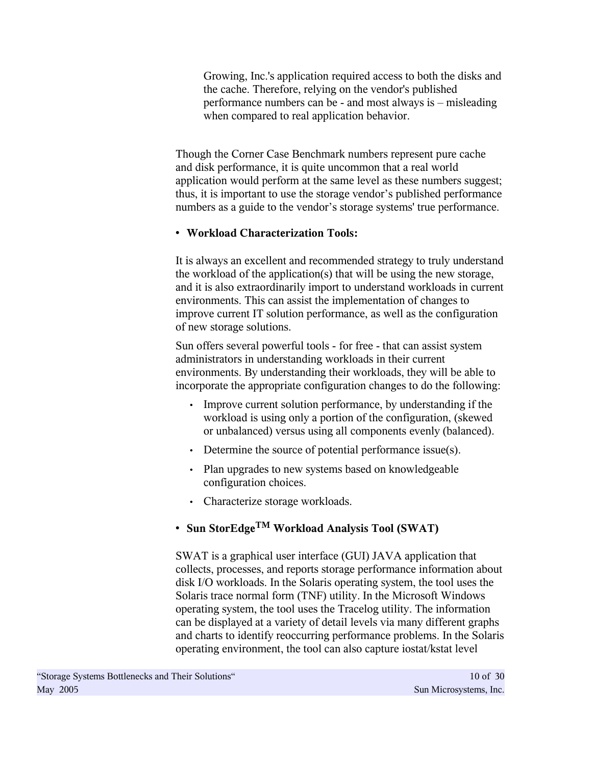Growing, Inc.'s application required access to both the disks and the cache. Therefore, relying on the vendor's published performance numbers can be - and most always is – misleading when compared to real application behavior.

Though the Corner Case Benchmark numbers represent pure cache and disk performance, it is quite uncommon that a real world application would perform at the same level as these numbers suggest; thus, it is important to use the storage vendor's published performance numbers as a guide to the vendor's storage systems' true performance.

- **Workload Characterization Tools:**

It is always an excellent and recommended strategy to truly understand the workload of the application(s) that will be using the new storage, and it is also extraordinarily import to understand workloads in current environments. This can assist the implementation of changes to improve current IT solution performance, as well as the configuration of new storage solutions.

Sun offers several powerful tools - for free - that can assist system administrators in understanding workloads in their current environments. By understanding their workloads, they will be able to incorporate the appropriate configuration changes to do the following:

- Improve current solution performance, by understanding if the workload is using only a portion of the configuration, (skewed or unbalanced) versus using all components evenly (balanced).
- Determine the source of potential performance issue(s).
- Plan upgrades to new systems based on knowledgeable configuration choices.
- Characterize storage workloads.

- **Sun StorEdge™ Workload Analysis Tool (SWAT)**

SWAT is a graphical user interface (GUI) JAVA application that collects, processes, and reports storage performance information about disk I/O workloads. In the Solaris operating system, the tool uses the Solaris trace normal form (TNF) utility. In the Microsoft Windows operating system, the tool uses the Tracelog utility. The information can be displayed at a variety of detail levels via many different graphs and charts to identify reoccurring performance problems. In the Solaris operating environment, the tool can also capture iostat/kstat level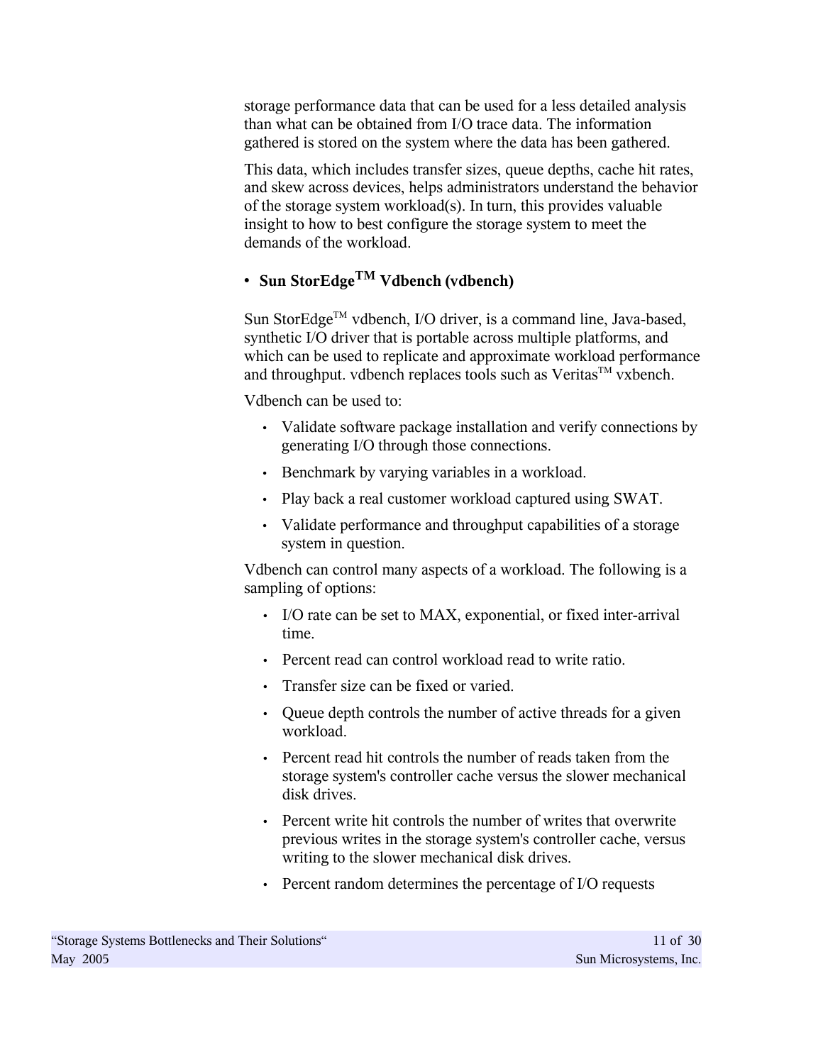storage performance data that can be used for a less detailed analysis than what can be obtained from I/O trace data. The information gathered is stored on the system where the data has been gathered.

This data, which includes transfer sizes, queue depths, cache hit rates, and skew across devices, helps administrators understand the behavior of the storage system workload(s). In turn, this provides valuable insight to how to best configure the storage system to meet the demands of the workload.

- **Sun StorEdge™ Vdbench (vdbench)**

Sun StorEdge™ vdbench, I/O driver, is a command line, Java-based, synthetic I/O driver that is portable across multiple platforms, and which can be used to replicate and approximate workload performance and throughput. vdbench replaces tools such as Veritas™ vxbench.

Vdbench can be used to:

- Validate software package installation and verify connections by generating I/O through those connections.
- Benchmark by varying variables in a workload.
- Play back a real customer workload captured using SWAT.
- Validate performance and throughput capabilities of a storage system in question.

Vdbench can control many aspects of a workload. The following is a sampling of options:

- I/O rate can be set to MAX, exponential, or fixed inter-arrival time.
- Percent read can control workload read to write ratio.
- Transfer size can be fixed or varied.
- Queue depth controls the number of active threads for a given workload.
- Percent read hit controls the number of reads taken from the storage system's controller cache versus the slower mechanical disk drives.
- Percent write hit controls the number of writes that overwrite previous writes in the storage system's controller cache, versus writing to the slower mechanical disk drives.
- Percent random determines the percentage of I/O requests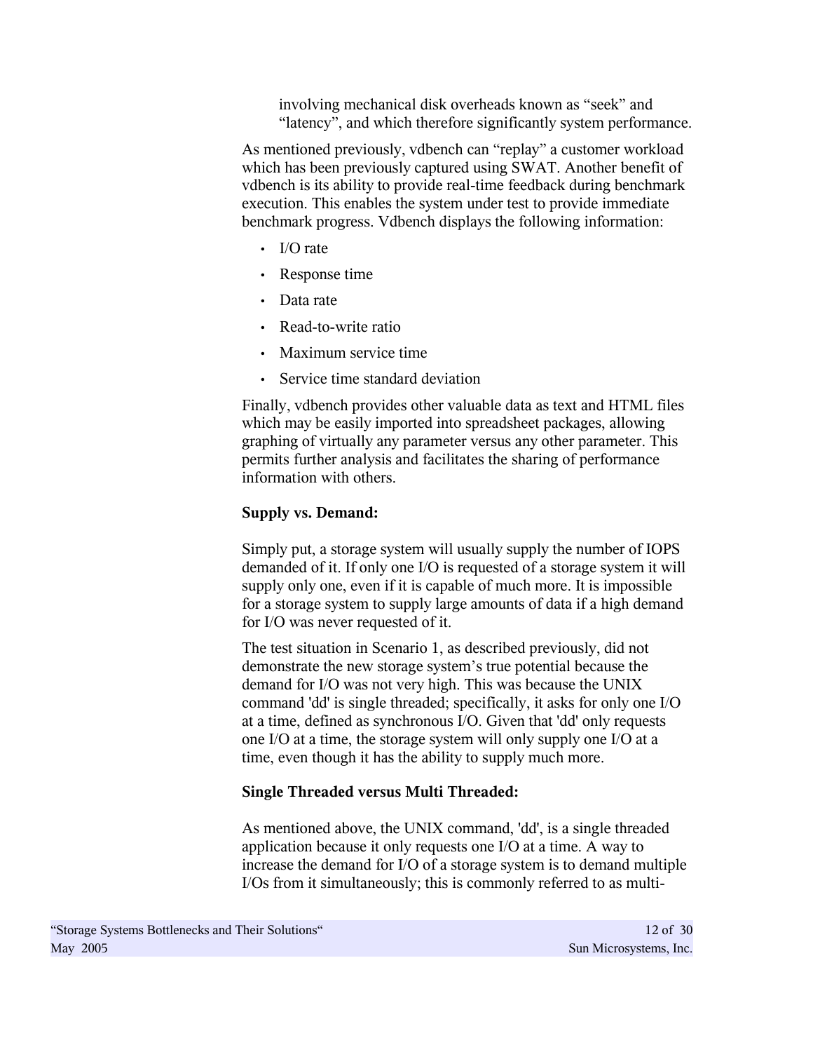involving mechanical disk overheads known as “seek” and “latency”, and which therefore significantly system performance.

As mentioned previously, vdbench can “replay” a customer workload which has been previously captured using SWAT. Another benefit of vdbench is its ability to provide real-time feedback during benchmark execution. This enables the system under test to provide immediate benchmark progress. Vdbench displays the following information:

- I/O rate
- Response time
- Data rate
- Read-to-write ratio
- Maximum service time
- Service time standard deviation

Finally, vdbench provides other valuable data as text and HTML files which may be easily imported into spreadsheet packages, allowing graphing of virtually any parameter versus any other parameter. This permits further analysis and facilitates the sharing of performance information with others.

**Supply vs. Demand:**

Simply put, a storage system will usually supply the number of IOPS demanded of it. If only one I/O is requested of a storage system it will supply only one, even if it is capable of much more. It is impossible for a storage system to supply large amounts of data if a high demand for I/O was never requested of it.

The test situation in Scenario 1, as described previously, did not demonstrate the new storage system’s true potential because the demand for I/O was not very high. This was because the UNIX command 'dd' is single threaded; specifically, it asks for only one I/O at a time, defined as synchronous I/O. Given that 'dd' only requests one I/O at a time, the storage system will only supply one I/O at a time, even though it has the ability to supply much more.

**Single Threaded versus Multi Threaded:**

As mentioned above, the UNIX command, 'dd', is a single threaded application because it only requests one I/O at a time. A way to increase the demand for I/O of a storage system is to demand multiple I/Os from it simultaneously; this is commonly referred to as multi-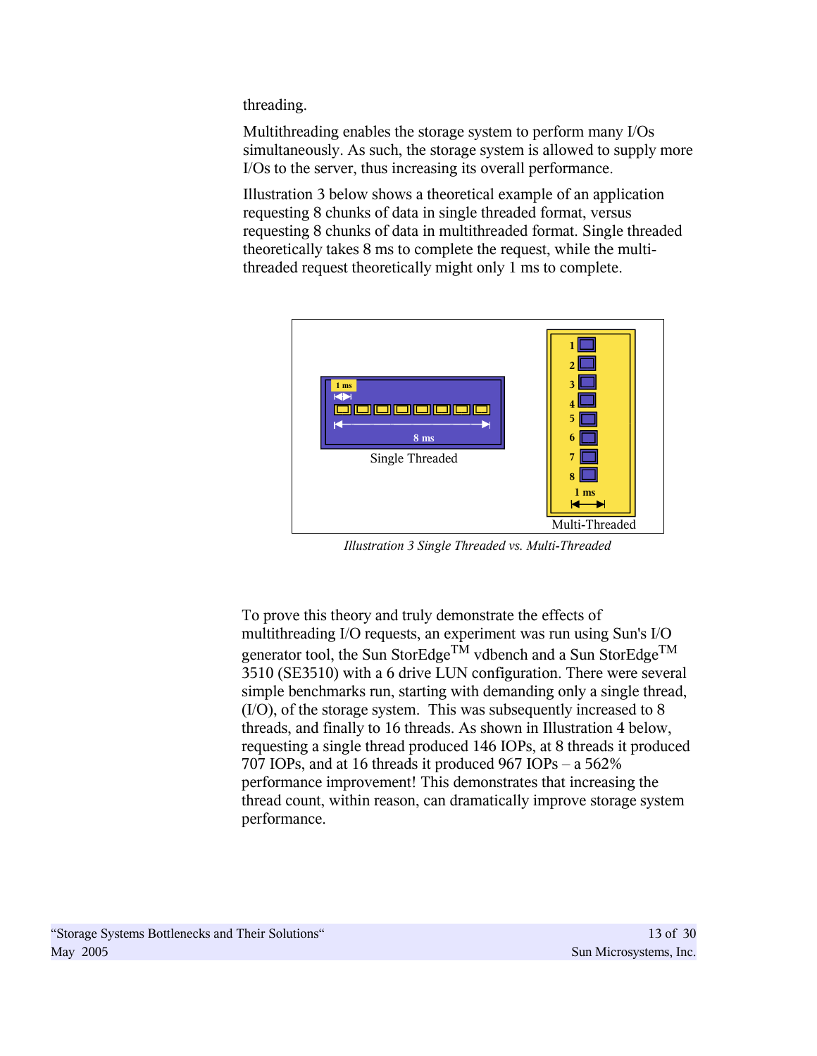threading.

Multithreading enables the storage system to perform many I/Os simultaneously. As such, the storage system is allowed to supply more I/Os to the server, thus increasing its overall performance.

Illustration 3 below shows a theoretical example of an application requesting 8 chunks of data in single threaded format, versus requesting 8 chunks of data in multithreaded format. Single threaded theoretically takes 8 ms to complete the request, while the multi-threaded request theoretically might only 1 ms to complete.

*Illustration 3 Single Threaded vs. Multi-Threaded*

To prove this theory and truly demonstrate the effects of multithreading I/O requests, an experiment was run using Sun's I/O generator tool, the Sun StorEdge™ vdbench and a Sun StorEdge™ 3510 (SE3510) with a 6 drive LUN configuration. There were several simple benchmarks run, starting with demanding only a single thread, (I/O), of the storage system. This was subsequently increased to 8 threads, and finally to 16 threads. As shown in Illustration 4 below, requesting a single thread produced 146 IOPs, at 8 threads it produced 707 IOPs, and at 16 threads it produced 967 IOPs – a 562% performance improvement! This demonstrates that increasing the thread count, within reason, can dramatically improve storage system performance.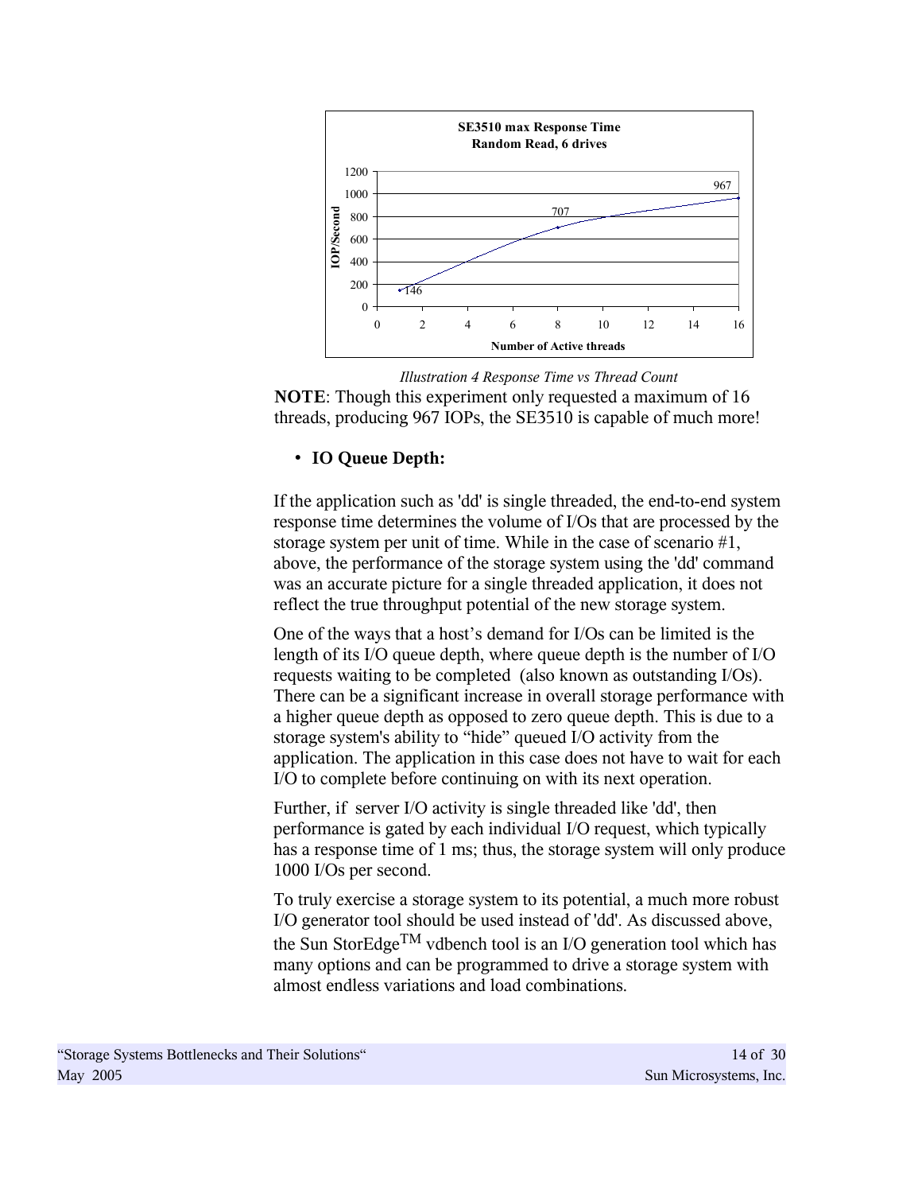*Illustration 4 Response Time vs Thread Count*

**NOTE**: Though this experiment only requested a maximum of 16 threads, producing 967 IOPs, the SE3510 is capable of much more!

- **IO Queue Depth:**

If the application such as 'dd' is single threaded, the end-to-end system response time determines the volume of I/Os that are processed by the storage system per unit of time. While in the case of scenario #1, above, the performance of the storage system using the 'dd' command was an accurate picture for a single threaded application, it does not reflect the true throughput potential of the new storage system.

One of the ways that a host's demand for I/Os can be limited is the length of its I/O queue depth, where queue depth is the number of I/O requests waiting to be completed (also known as outstanding I/Os). There can be a significant increase in overall storage performance with a higher queue depth as opposed to zero queue depth. This is due to a storage system's ability to "hide" queued I/O activity from the application. The application in this case does not have to wait for each I/O to complete before continuing on with its next operation.

Further, if server I/O activity is single threaded like 'dd', then performance is gated by each individual I/O request, which typically has a response time of 1 ms; thus, the storage system will only produce 1000 I/Os per second.

To truly exercise a storage system to its potential, a much more robust I/O generator tool should be used instead of 'dd'. As discussed above, the Sun StorEdge™ vdbench tool is an I/O generation tool which has many options and can be programmed to drive a storage system with almost endless variations and load combinations.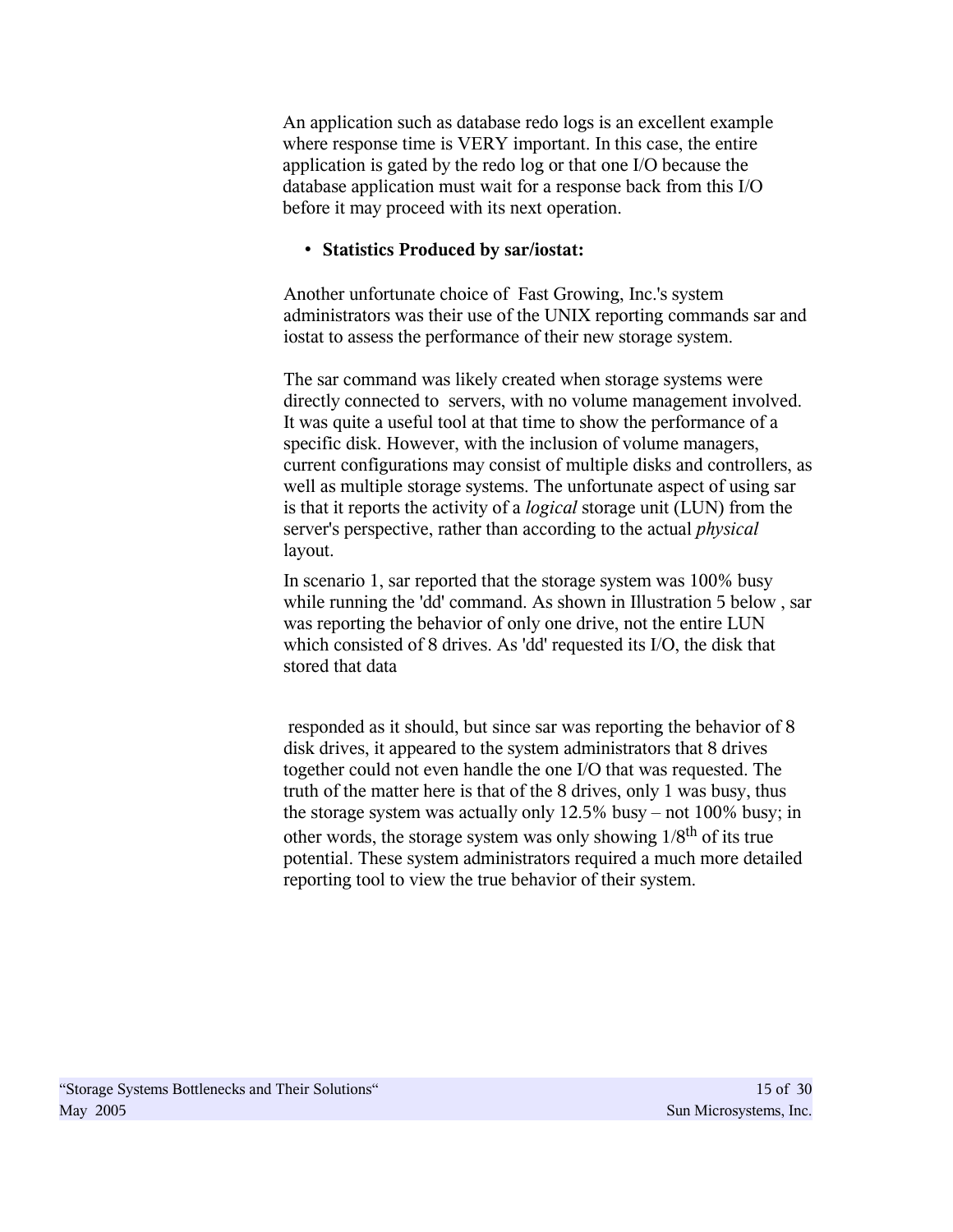An application such as database redo logs is an excellent example where response time is VERY important. In this case, the entire application is gated by the redo log or that one I/O because the database application must wait for a response back from this I/O before it may proceed with its next operation.

- **Statistics Produced by sar/iostat:**

Another unfortunate choice of Fast Growing, Inc.'s system administrators was their use of the UNIX reporting commands sar and iostat to assess the performance of their new storage system.

The sar command was likely created when storage systems were directly connected to servers, with no volume management involved. It was quite a useful tool at that time to show the performance of a specific disk. However, with the inclusion of volume managers, current configurations may consist of multiple disks and controllers, as well as multiple storage systems. The unfortunate aspect of using sar is that it reports the activity of a *logical* storage unit (LUN) from the server's perspective, rather than according to the actual *physical* layout.

In scenario 1, sar reported that the storage system was 100% busy while running the 'dd' command. As shown in Illustration 5 below , sar was reporting the behavior of only one drive, not the entire LUN which consisted of 8 drives. As 'dd' requested its I/O, the disk that stored that data

responded as it should, but since sar was reporting the behavior of 8 disk drives, it appeared to the system administrators that 8 drives together could not even handle the one I/O that was requested. The truth of the matter here is that of the 8 drives, only 1 was busy, thus the storage system was actually only 12.5% busy – not 100% busy; in other words, the storage system was only showing $1/8^{th}$ of its true potential. These system administrators required a much more detailed reporting tool to view the true behavior of their system.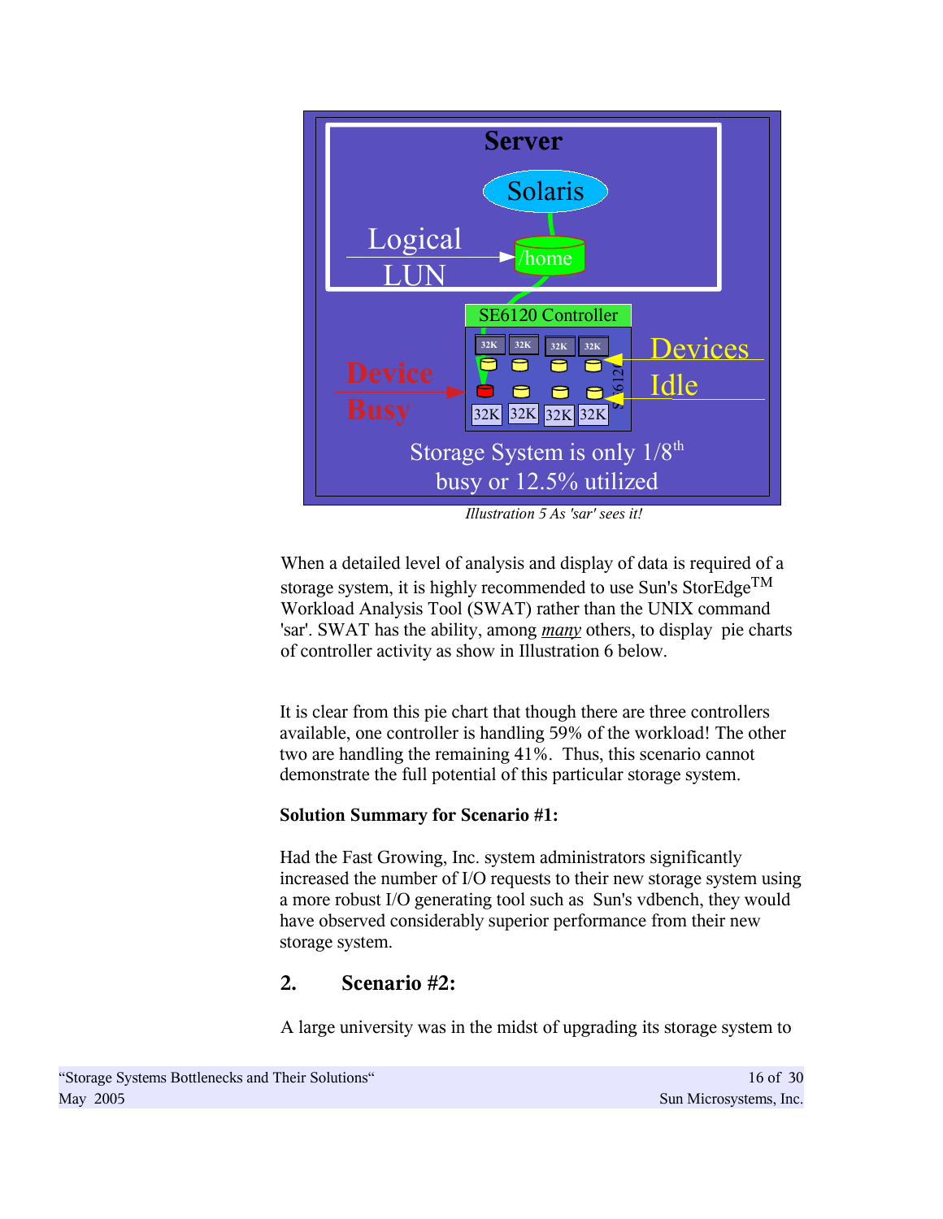*Illustration 5 As 'sar' sees it!*

When a detailed level of analysis and display of data is required of a storage system, it is highly recommended to use Sun's StorEdge™ Workload Analysis Tool (SWAT) rather than the UNIX command 'sar'. SWAT has the ability, among *many* others, to display pie charts of controller activity as show in Illustration 6 below.

It is clear from this pie chart that though there are three controllers available, one controller is handling 59% of the workload! The other two are handling the remaining 41%. Thus, this scenario cannot demonstrate the full potential of this particular storage system.

**Solution Summary for Scenario #1:**

Had the Fast Growing, Inc. system administrators significantly increased the number of I/O requests to their new storage system using a more robust I/O generating tool such as Sun's vdbench, they would have observed considerably superior performance from their new storage system.

## 2. Scenario #2:

A large university was in the midst of upgrading its storage system to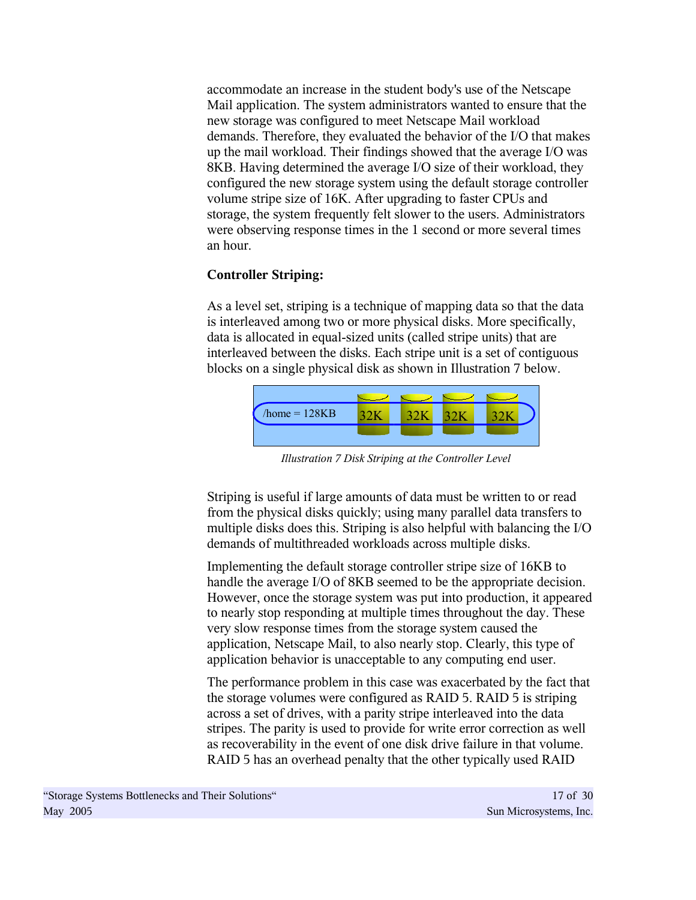accommodate an increase in the student body's use of the Netscape Mail application. The system administrators wanted to ensure that the new storage was configured to meet Netscape Mail workload demands. Therefore, they evaluated the behavior of the I/O that makes up the mail workload. Their findings showed that the average I/O was 8KB. Having determined the average I/O size of their workload, they configured the new storage system using the default storage controller volume stripe size of 16K. After upgrading to faster CPUs and storage, the system frequently felt slower to the users. Administrators were observing response times in the 1 second or more several times an hour.

**Controller Striping:**

As a level set, striping is a technique of mapping data so that the data is interleaved among two or more physical disks. More specifically, data is allocated in equal-sized units (called stripe units) that are interleaved between the disks. Each stripe unit is a set of contiguous blocks on a single physical disk as shown in Illustration 7 below.

/home = 128KB 32K 32K 32K 32K

*Illustration 7 Disk Striping at the Controller Level*

Striping is useful if large amounts of data must be written to or read from the physical disks quickly; using many parallel data transfers to multiple disks does this. Striping is also helpful with balancing the I/O demands of multithreaded workloads across multiple disks.

Implementing the default storage controller stripe size of 16KB to handle the average I/O of 8KB seemed to be the appropriate decision. However, once the storage system was put into production, it appeared to nearly stop responding at multiple times throughout the day. These very slow response times from the storage system caused the application, Netscape Mail, to also nearly stop. Clearly, this type of application behavior is unacceptable to any computing end user.

The performance problem in this case was exacerbated by the fact that the storage volumes were configured as RAID 5. RAID 5 is striping across a set of drives, with a parity stripe interleaved into the data stripes. The parity is used to provide for write error correction as well as recoverability in the event of one disk drive failure in that volume. RAID 5 has an overhead penalty that the other typically used RAID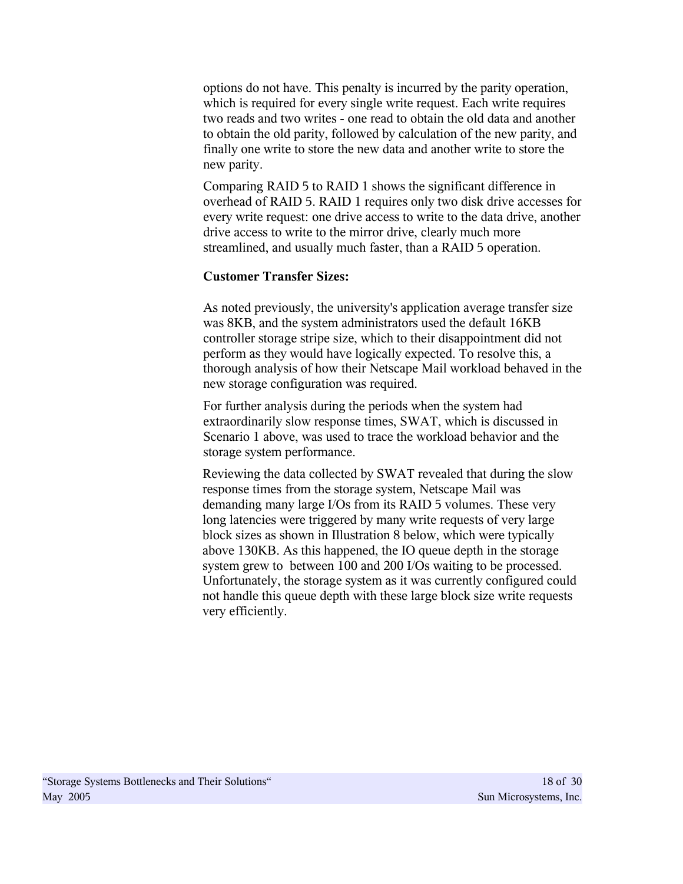options do not have. This penalty is incurred by the parity operation, which is required for every single write request. Each write requires two reads and two writes - one read to obtain the old data and another to obtain the old parity, followed by calculation of the new parity, and finally one write to store the new data and another write to store the new parity.

Comparing RAID 5 to RAID 1 shows the significant difference in overhead of RAID 5. RAID 1 requires only two disk drive accesses for every write request: one drive access to write to the data drive, another drive access to write to the mirror drive, clearly much more streamlined, and usually much faster, than a RAID 5 operation.

**Customer Transfer Sizes:**

As noted previously, the university's application average transfer size was 8KB, and the system administrators used the default 16KB controller storage stripe size, which to their disappointment did not perform as they would have logically expected. To resolve this, a thorough analysis of how their Netscape Mail workload behaved in the new storage configuration was required.

For further analysis during the periods when the system had extraordinarily slow response times, SWAT, which is discussed in Scenario 1 above, was used to trace the workload behavior and the storage system performance.

Reviewing the data collected by SWAT revealed that during the slow response times from the storage system, Netscape Mail was demanding many large I/Os from its RAID 5 volumes. These very long latencies were triggered by many write requests of very large block sizes as shown in Illustration 8 below, which were typically above 130KB. As this happened, the IO queue depth in the storage system grew to between 100 and 200 I/Os waiting to be processed. Unfortunately, the storage system as it was currently configured could not handle this queue depth with these large block size write requests very efficiently.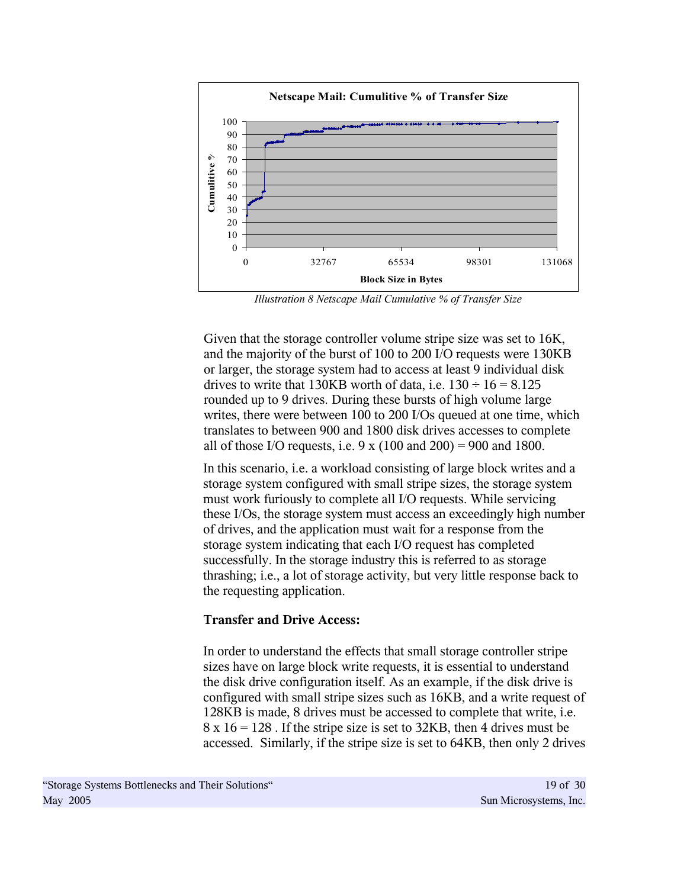*Illustration 8 Netscape Mail Cumulative % of Transfer Size*

Given that the storage controller volume stripe size was set to 16K, and the majority of the burst of 100 to 200 I/O requests were 130KB or larger, the storage system had to access at least 9 individual disk drives to write that 130KB worth of data, i.e. $130 \div 16 = 8.125$ rounded up to 9 drives. During these bursts of high volume large writes, there were between 100 to 200 I/Os queued at one time, which translates to between 900 and 1800 disk drives accesses to complete all of those I/O requests, i.e. 9 x (100 and 200) = 900 and 1800.

In this scenario, i.e. a workload consisting of large block writes and a storage system configured with small stripe sizes, the storage system must work furiously to complete all I/O requests. While servicing these I/Os, the storage system must access an exceedingly high number of drives, and the application must wait for a response from the storage system indicating that each I/O request has completed successfully. In the storage industry this is referred to as storage thrashing; i.e., a lot of storage activity, but very little response back to the requesting application.

**Transfer and Drive Access:**

In order to understand the effects that small storage controller stripe sizes have on large block write requests, it is essential to understand the disk drive configuration itself. As an example, if the disk drive is configured with small stripe sizes such as 16KB, and a write request of 128KB is made, 8 drives must be accessed to complete that write, i.e. $8 \times 16 = 128$ . If the stripe size is set to 32KB, then 4 drives must be accessed. Similarly, if the stripe size is set to 64KB, then only 2 drives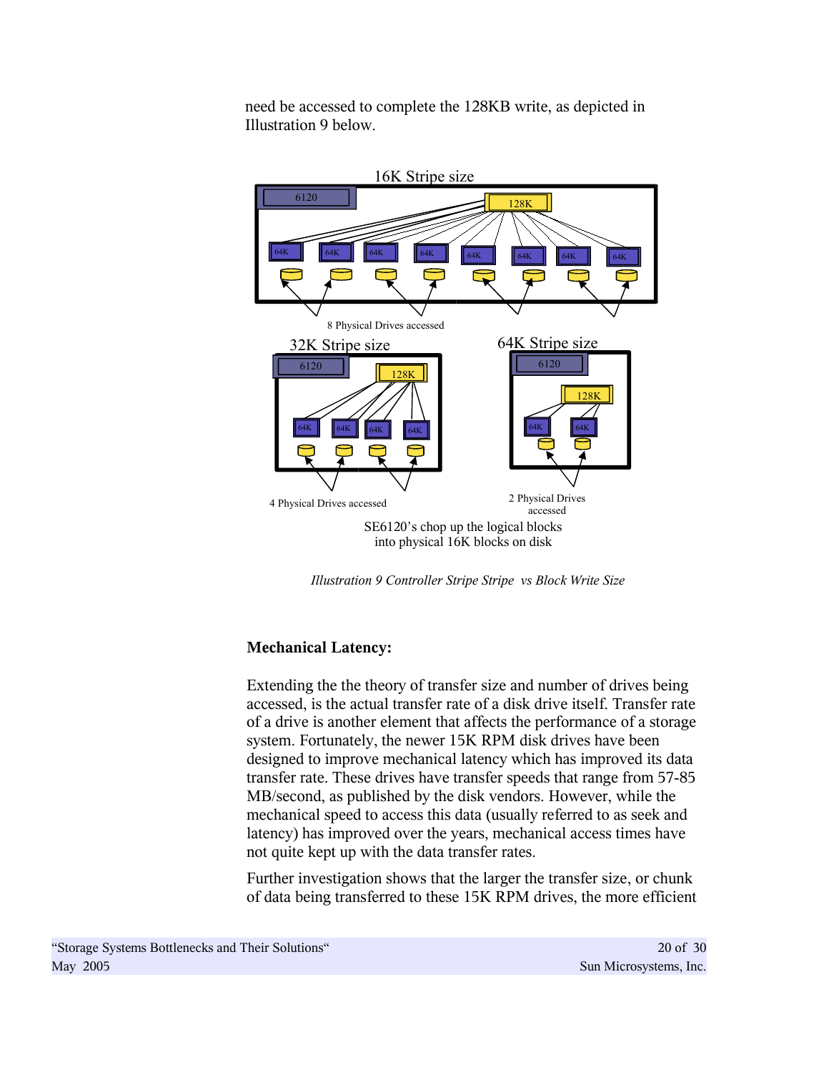need be accessed to complete the 128KB write, as depicted in Illustration 9 below.

16K Stripe size

8 Physical Drives accessed

32K Stripe size

4 Physical Drives accessed

64K Stripe size

2 Physical Drives accessed

SE6120's chop up the logical blocks into physical 16K blocks on disk

*Illustration 9 Controller Stripe Stripe vs Block Write Size*

**Mechanical Latency:**

Extending the the theory of transfer size and number of drives being accessed, is the actual transfer rate of a disk drive itself. Transfer rate of a drive is another element that affects the performance of a storage system. Fortunately, the newer 15K RPM disk drives have been designed to improve mechanical latency which has improved its data transfer rate. These drives have transfer speeds that range from 57-85 MB/second, as published by the disk vendors. However, while the mechanical speed to access this data (usually referred to as seek and latency) has improved over the years, mechanical access times have not quite kept up with the data transfer rates.

Further investigation shows that the larger the transfer size, or chunk of data being transferred to these 15K RPM drives, the more efficient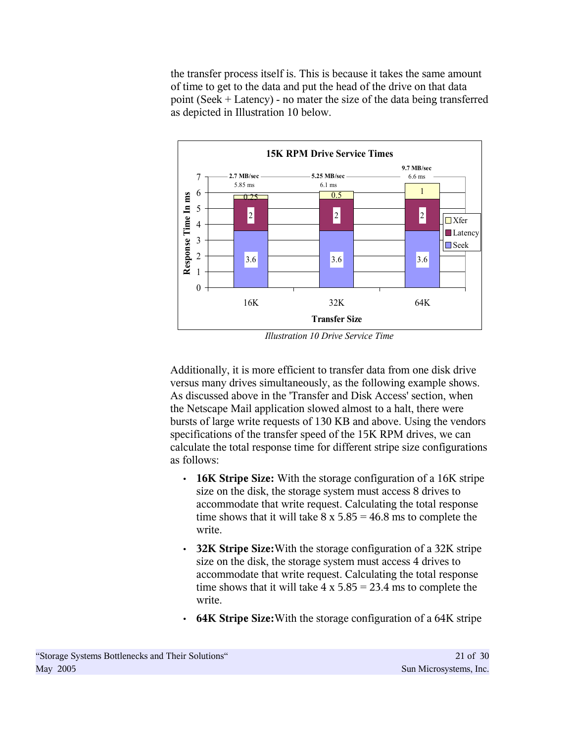the transfer process itself is. This is because it takes the same amount of time to get to the data and put the head of the drive on that data point (Seek + Latency) - no mater the size of the data being transferred as depicted in Illustration 10 below.

**15K RPM Drive Service Times**

| Transfer Size | Seek | Latency | Xfer | Total | Throughput |
|---|---|---|---|---|---|
| 16K | 3.6 | 2 | 0.25 | 5.85 ms | 2.7 MB/sec |
| 32K | 3.6 | 2 | 0.5 | 6.1 ms | 5.25 MB/sec |
| 64K | 3.6 | 2 | 1 | 6.6 ms | 9.7 MB/sec |

*Illustration 10 Drive Service Time*

Additionally, it is more efficient to transfer data from one disk drive versus many drives simultaneously, as the following example shows. As discussed above in the 'Transfer and Disk Access' section, when the Netscape Mail application slowed almost to a halt, there were bursts of large write requests of 130 KB and above. Using the vendors specifications of the transfer speed of the 15K RPM drives, we can calculate the total response time for different stripe size configurations as follows:

- **16K Stripe Size:** With the storage configuration of a 16K stripe size on the disk, the storage system must access 8 drives to accommodate that write request. Calculating the total response time shows that it will take 8 x 5.85 = 46.8 ms to complete the write.
- **32K Stripe Size:** With the storage configuration of a 32K stripe size on the disk, the storage system must access 4 drives to accommodate that write request. Calculating the total response time shows that it will take 4 x 5.85 = 23.4 ms to complete the write.
- **64K Stripe Size:** With the storage configuration of a 64K stripe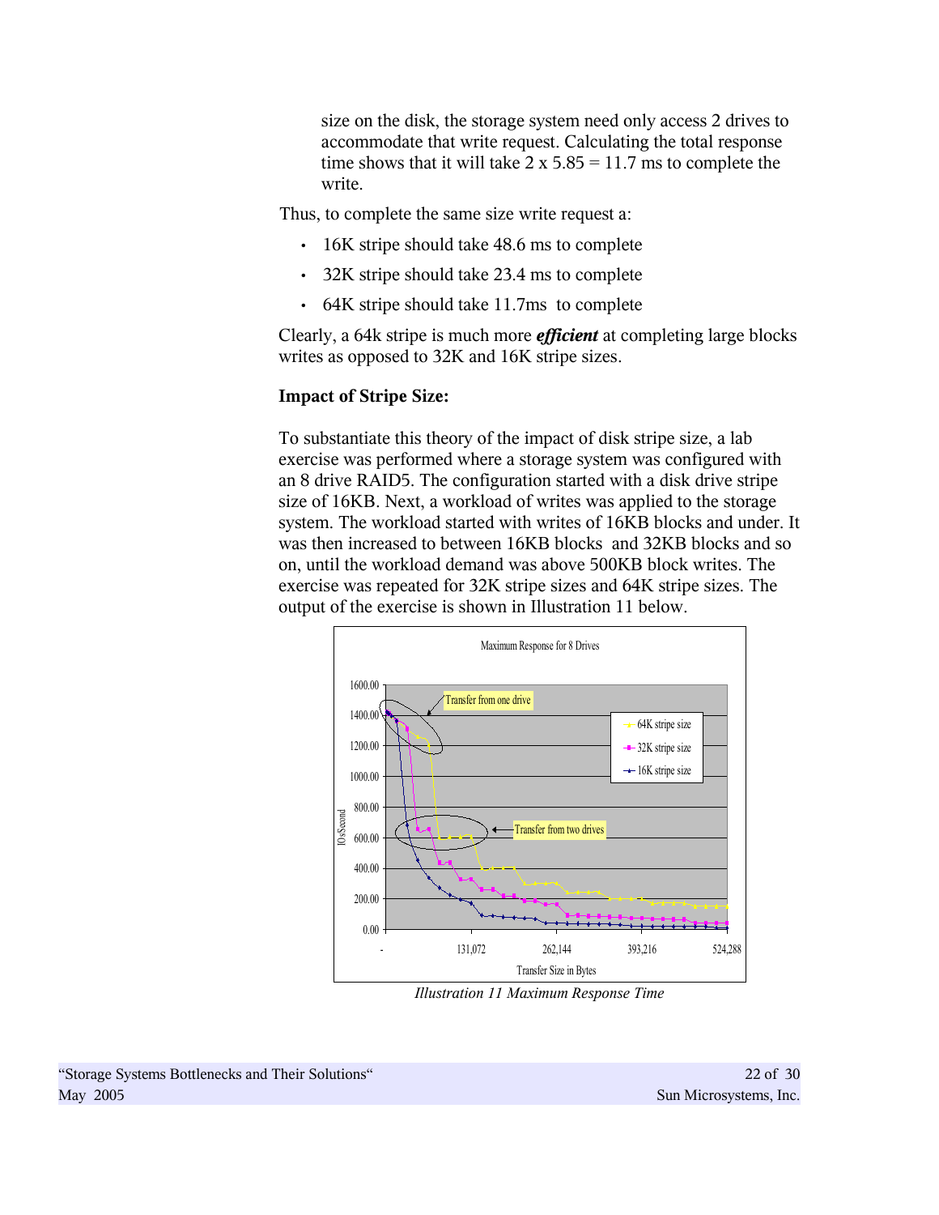size on the disk, the storage system need only access 2 drives to accommodate that write request. Calculating the total response time shows that it will take 2 x 5.85 = 11.7 ms to complete the write.

Thus, to complete the same size write request a:

- 16K stripe should take 48.6 ms to complete
- 32K stripe should take 23.4 ms to complete
- 64K stripe should take 11.7ms to complete

Clearly, a 64k stripe is much more ***efficient*** at completing large blocks writes as opposed to 32K and 16K stripe sizes.

**Impact of Stripe Size:**

To substantiate this theory of the impact of disk stripe size, a lab exercise was performed where a storage system was configured with an 8 drive RAID5. The configuration started with a disk drive stripe size of 16KB. Next, a workload of writes was applied to the storage system. The workload started with writes of 16KB blocks and under. It was then increased to between 16KB blocks and 32KB blocks and so on, until the workload demand was above 500KB block writes. The exercise was repeated for 32K stripe sizes and 64K stripe sizes. The output of the exercise is shown in Illustration 11 below.

*Illustration 11 Maximum Response Time*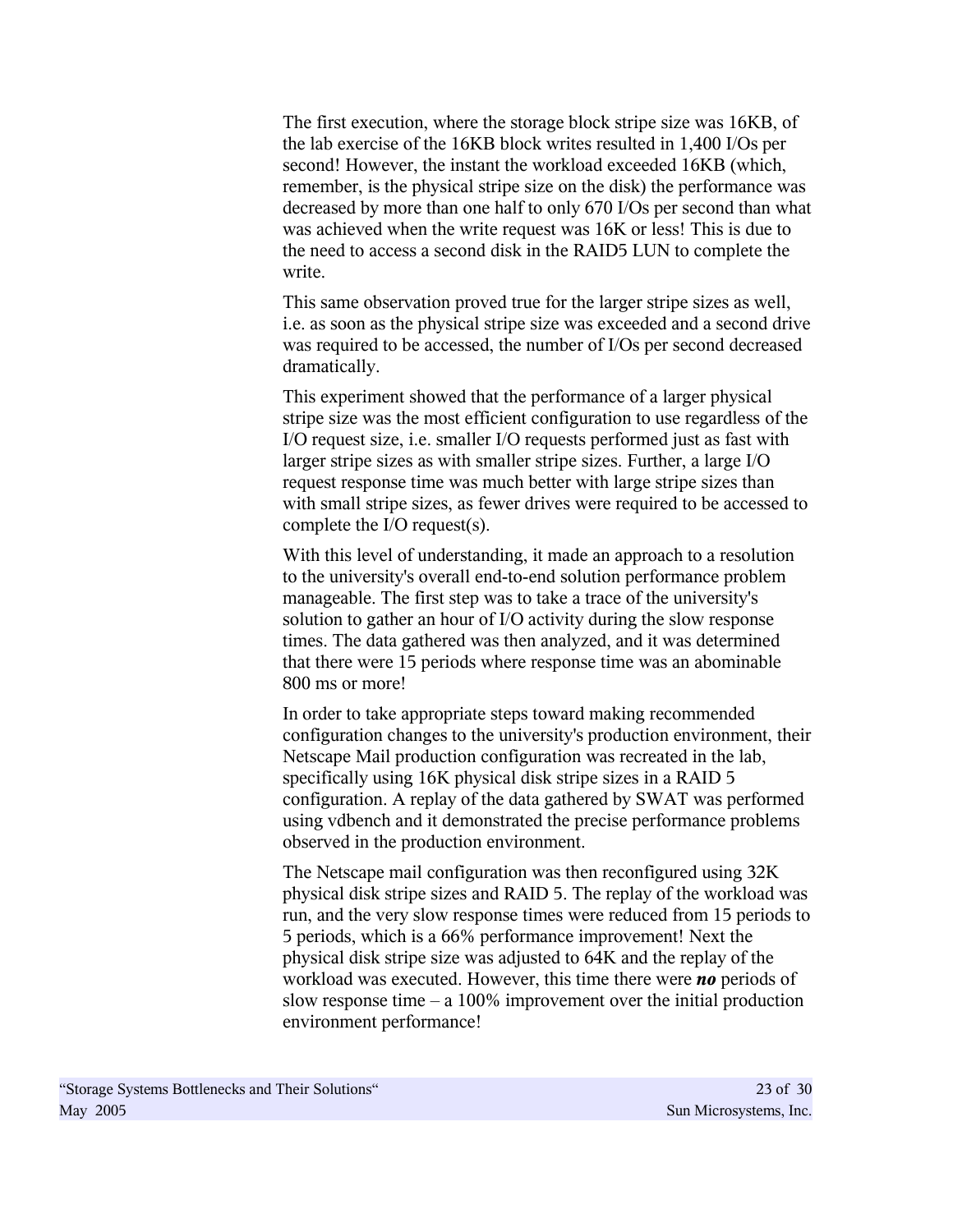The first execution, where the storage block stripe size was 16KB, of the lab exercise of the 16KB block writes resulted in 1,400 I/Os per second! However, the instant the workload exceeded 16KB (which, remember, is the physical stripe size on the disk) the performance was decreased by more than one half to only 670 I/Os per second than what was achieved when the write request was 16K or less! This is due to the need to access a second disk in the RAID5 LUN to complete the write.

This same observation proved true for the larger stripe sizes as well, i.e. as soon as the physical stripe size was exceeded and a second drive was required to be accessed, the number of I/Os per second decreased dramatically.

This experiment showed that the performance of a larger physical stripe size was the most efficient configuration to use regardless of the I/O request size, i.e. smaller I/O requests performed just as fast with larger stripe sizes as with smaller stripe sizes. Further, a large I/O request response time was much better with large stripe sizes than with small stripe sizes, as fewer drives were required to be accessed to complete the I/O request(s).

With this level of understanding, it made an approach to a resolution to the university's overall end-to-end solution performance problem manageable. The first step was to take a trace of the university's solution to gather an hour of I/O activity during the slow response times. The data gathered was then analyzed, and it was determined that there were 15 periods where response time was an abominable 800 ms or more!

In order to take appropriate steps toward making recommended configuration changes to the university's production environment, their Netscape Mail production configuration was recreated in the lab, specifically using 16K physical disk stripe sizes in a RAID 5 configuration. A replay of the data gathered by SWAT was performed using vdbench and it demonstrated the precise performance problems observed in the production environment.

The Netscape mail configuration was then reconfigured using 32K physical disk stripe sizes and RAID 5. The replay of the workload was run, and the very slow response times were reduced from 15 periods to 5 periods, which is a 66% performance improvement! Next the physical disk stripe size was adjusted to 64K and the replay of the workload was executed. However, this time there were ***no*** periods of slow response time – a 100% improvement over the initial production environment performance!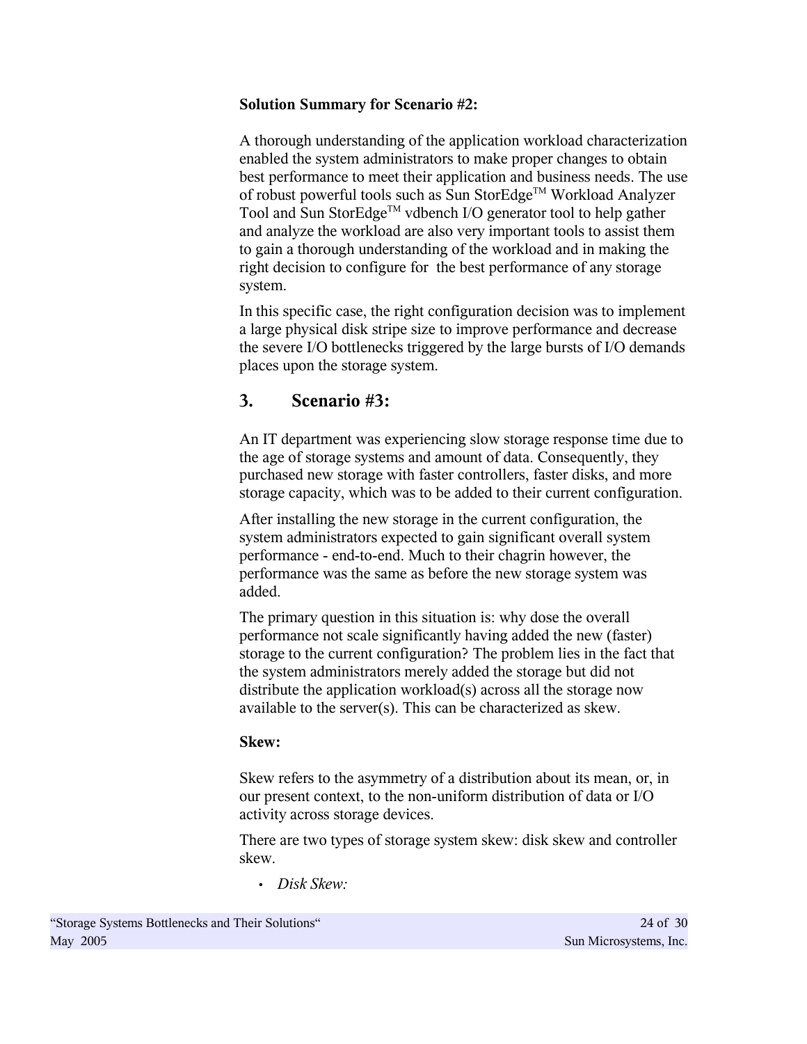**Solution Summary for Scenario #2:**

A thorough understanding of the application workload characterization enabled the system administrators to make proper changes to obtain best performance to meet their application and business needs. The use of robust powerful tools such as Sun StorEdge™ Workload Analyzer Tool and Sun StorEdge™ vdbench I/O generator tool to help gather and analyze the workload are also very important tools to assist them to gain a thorough understanding of the workload and in making the right decision to configure for the best performance of any storage system.

In this specific case, the right configuration decision was to implement a large physical disk stripe size to improve performance and decrease the severe I/O bottlenecks triggered by the large bursts of I/O demands places upon the storage system.

## 3. Scenario #3:

An IT department was experiencing slow storage response time due to the age of storage systems and amount of data. Consequently, they purchased new storage with faster controllers, faster disks, and more storage capacity, which was to be added to their current configuration.

After installing the new storage in the current configuration, the system administrators expected to gain significant overall system performance - end-to-end. Much to their chagrin however, the performance was the same as before the new storage system was added.

The primary question in this situation is: why dose the overall performance not scale significantly having added the new (faster) storage to the current configuration? The problem lies in the fact that the system administrators merely added the storage but did not distribute the application workload(s) across all the storage now available to the server(s). This can be characterized as skew.

**Skew:**

Skew refers to the asymmetry of a distribution about its mean, or, in our present context, to the non-uniform distribution of data or I/O activity across storage devices.

There are two types of storage system skew: disk skew and controller skew.

- *Disk Skew:*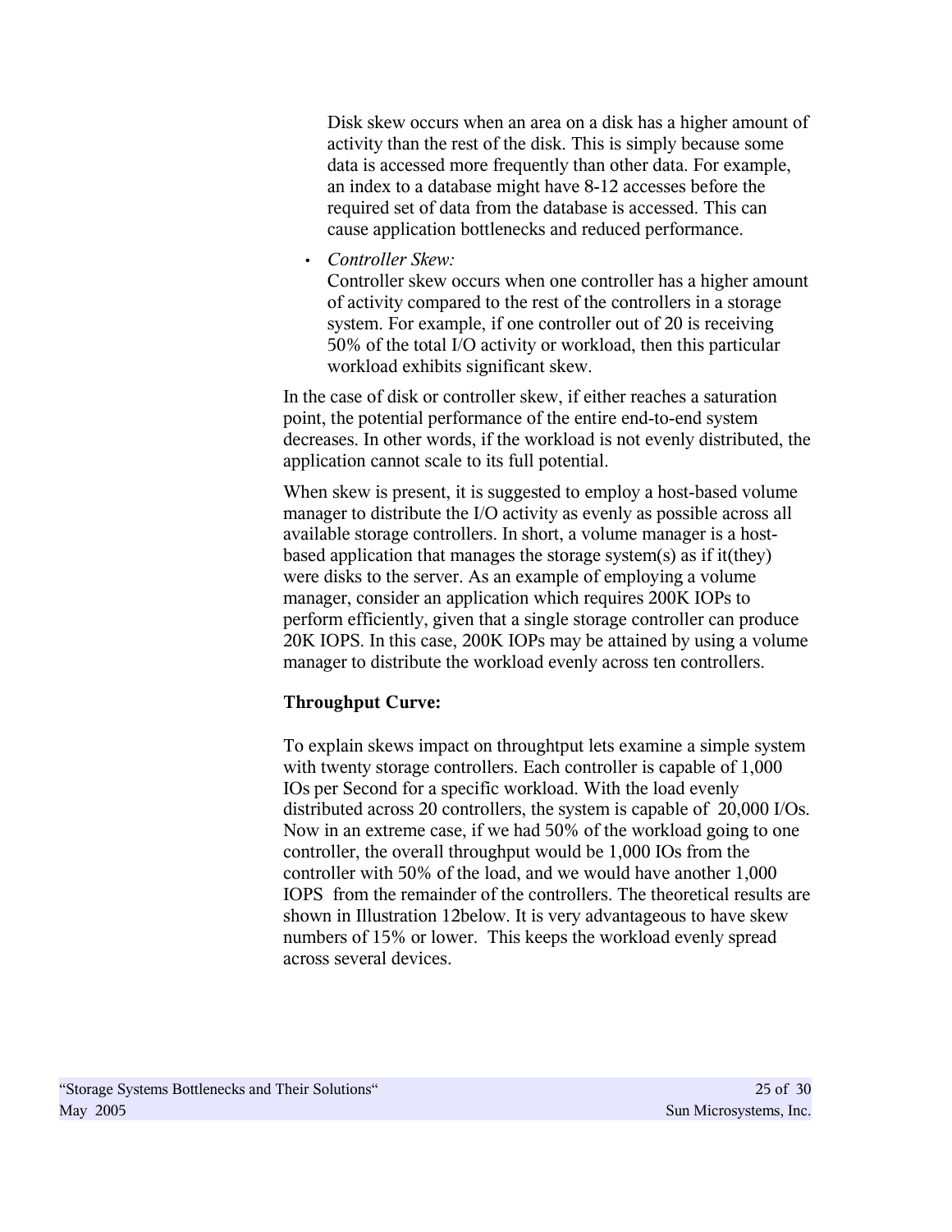Disk skew occurs when an area on a disk has a higher amount of activity than the rest of the disk. This is simply because some data is accessed more frequently than other data. For example, an index to a database might have 8-12 accesses before the required set of data from the database is accessed. This can cause application bottlenecks and reduced performance.

- *Controller Skew:*
  Controller skew occurs when one controller has a higher amount of activity compared to the rest of the controllers in a storage system. For example, if one controller out of 20 is receiving 50% of the total I/O activity or workload, then this particular workload exhibits significant skew.

In the case of disk or controller skew, if either reaches a saturation point, the potential performance of the entire end-to-end system decreases. In other words, if the workload is not evenly distributed, the application cannot scale to its full potential.

When skew is present, it is suggested to employ a host-based volume manager to distribute the I/O activity as evenly as possible across all available storage controllers. In short, a volume manager is a host-based application that manages the storage system(s) as if it(they) were disks to the server. As an example of employing a volume manager, consider an application which requires 200K IOPs to perform efficiently, given that a single storage controller can produce 20K IOPS. In this case, 200K IOPs may be attained by using a volume manager to distribute the workload evenly across ten controllers.

**Throughput Curve:**

To explain skews impact on throughtput lets examine a simple system with twenty storage controllers. Each controller is capable of 1,000 IOs per Second for a specific workload. With the load evenly distributed across 20 controllers, the system is capable of 20,000 I/Os. Now in an extreme case, if we had 50% of the workload going to one controller, the overall throughput would be 1,000 IOs from the controller with 50% of the load, and we would have another 1,000 IOPS from the remainder of the controllers. The theoretical results are shown in Illustration 12below. It is very advantageous to have skew numbers of 15% or lower. This keeps the workload evenly spread across several devices.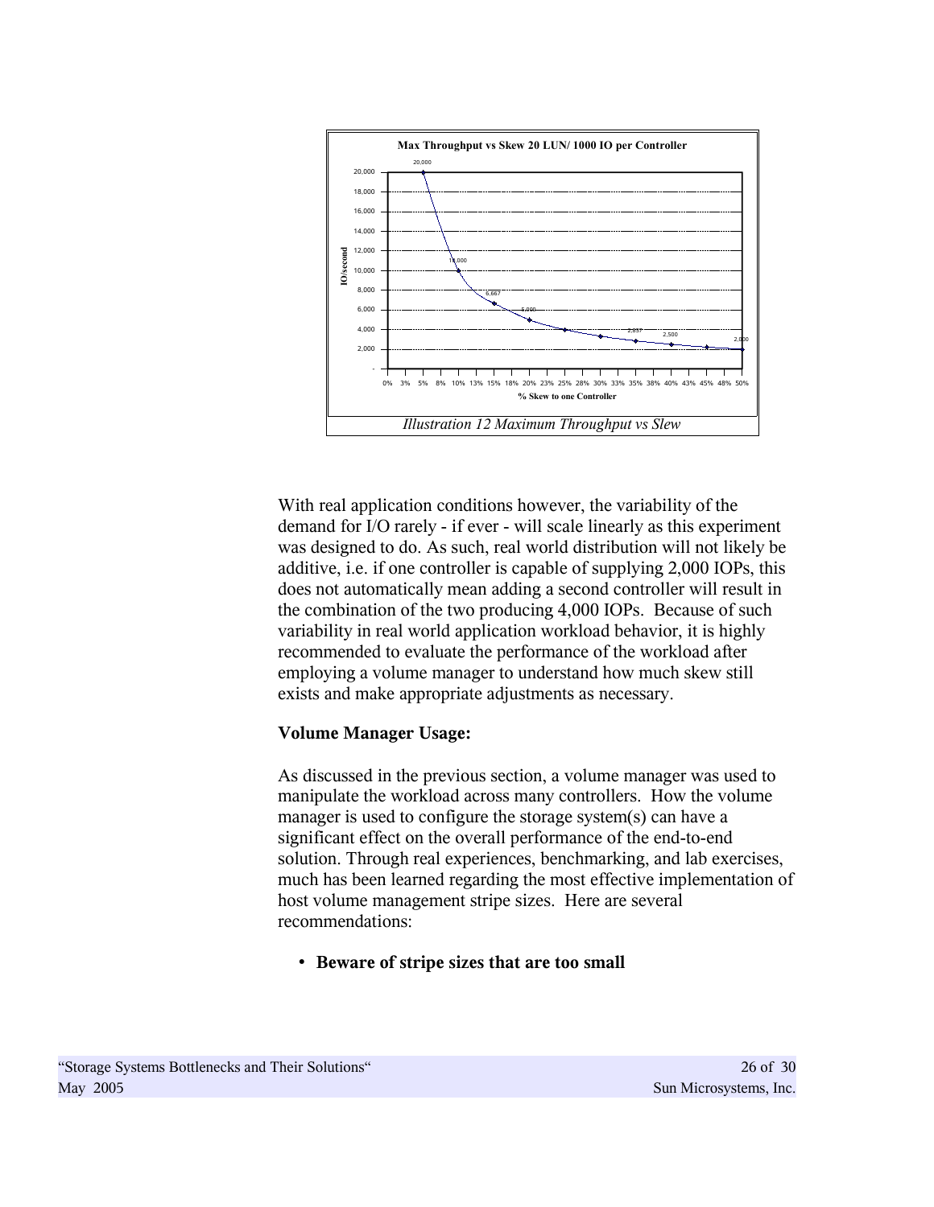Max Throughput vs Skew 20 LUN/ 1000 IO per Controller

*Illustration 12 Maximum Throughput vs Slew*

With real application conditions however, the variability of the demand for I/O rarely - if ever - will scale linearly as this experiment was designed to do. As such, real world distribution will not likely be additive, i.e. if one controller is capable of supplying 2,000 IOPs, this does not automatically mean adding a second controller will result in the combination of the two producing 4,000 IOPs. Because of such variability in real world application workload behavior, it is highly recommended to evaluate the performance of the workload after employing a volume manager to understand how much skew still exists and make appropriate adjustments as necessary.

**Volume Manager Usage:**

As discussed in the previous section, a volume manager was used to manipulate the workload across many controllers. How the volume manager is used to configure the storage system(s) can have a significant effect on the overall performance of the end-to-end solution. Through real experiences, benchmarking, and lab exercises, much has been learned regarding the most effective implementation of host volume management stripe sizes. Here are several recommendations:

- **Beware of stripe sizes that are too small**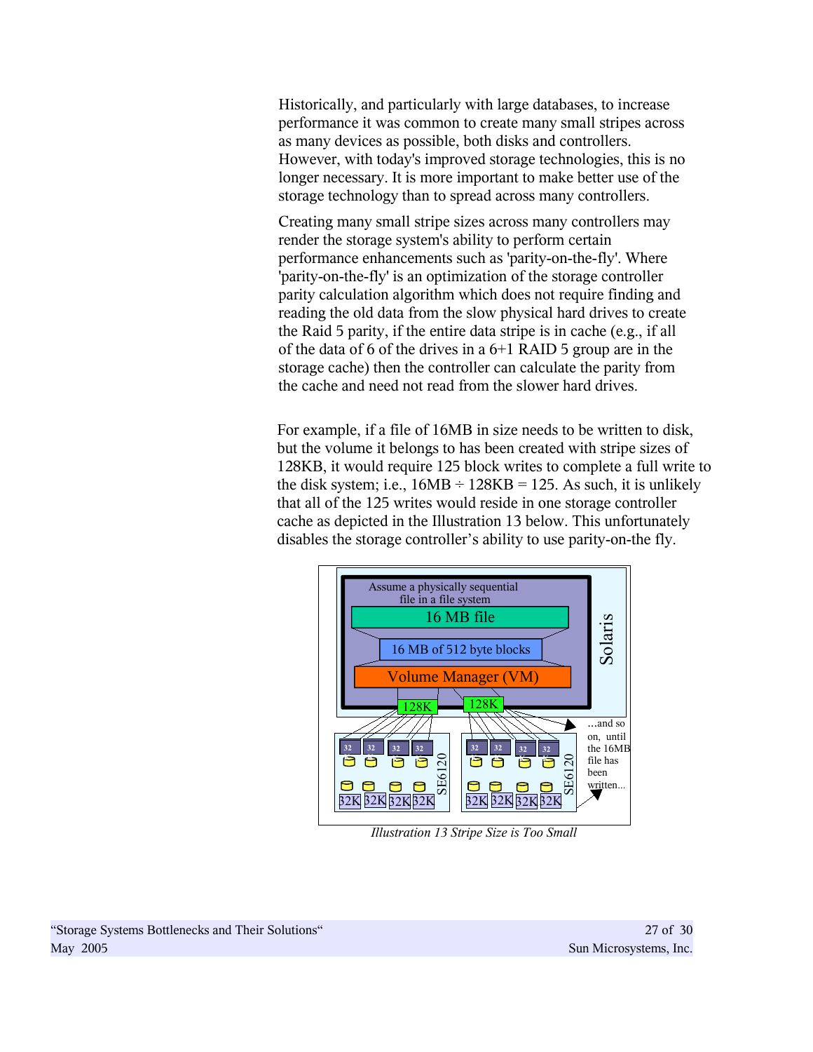Historically, and particularly with large databases, to increase performance it was common to create many small stripes across as many devices as possible, both disks and controllers. However, with today's improved storage technologies, this is no longer necessary. It is more important to make better use of the storage technology than to spread across many controllers.

Creating many small stripe sizes across many controllers may render the storage system's ability to perform certain performance enhancements such as 'parity-on-the-fly'. Where 'parity-on-the-fly' is an optimization of the storage controller parity calculation algorithm which does not require finding and reading the old data from the slow physical hard drives to create the Raid 5 parity, if the entire data stripe is in cache (e.g., if all of the data of 6 of the drives in a 6+1 RAID 5 group are in the storage cache) then the controller can calculate the parity from the cache and need not read from the slower hard drives.

For example, if a file of 16MB in size needs to be written to disk, but the volume it belongs to has been created with stripe sizes of 128KB, it would require 125 block writes to complete a full write to the disk system; i.e., 16MB ÷ 128KB = 125. As such, it is unlikely that all of the 125 writes would reside in one storage controller cache as depicted in the Illustration 13 below. This unfortunately disables the storage controller's ability to use parity-on-the fly.

*Illustration 13 Stripe Size is Too Small*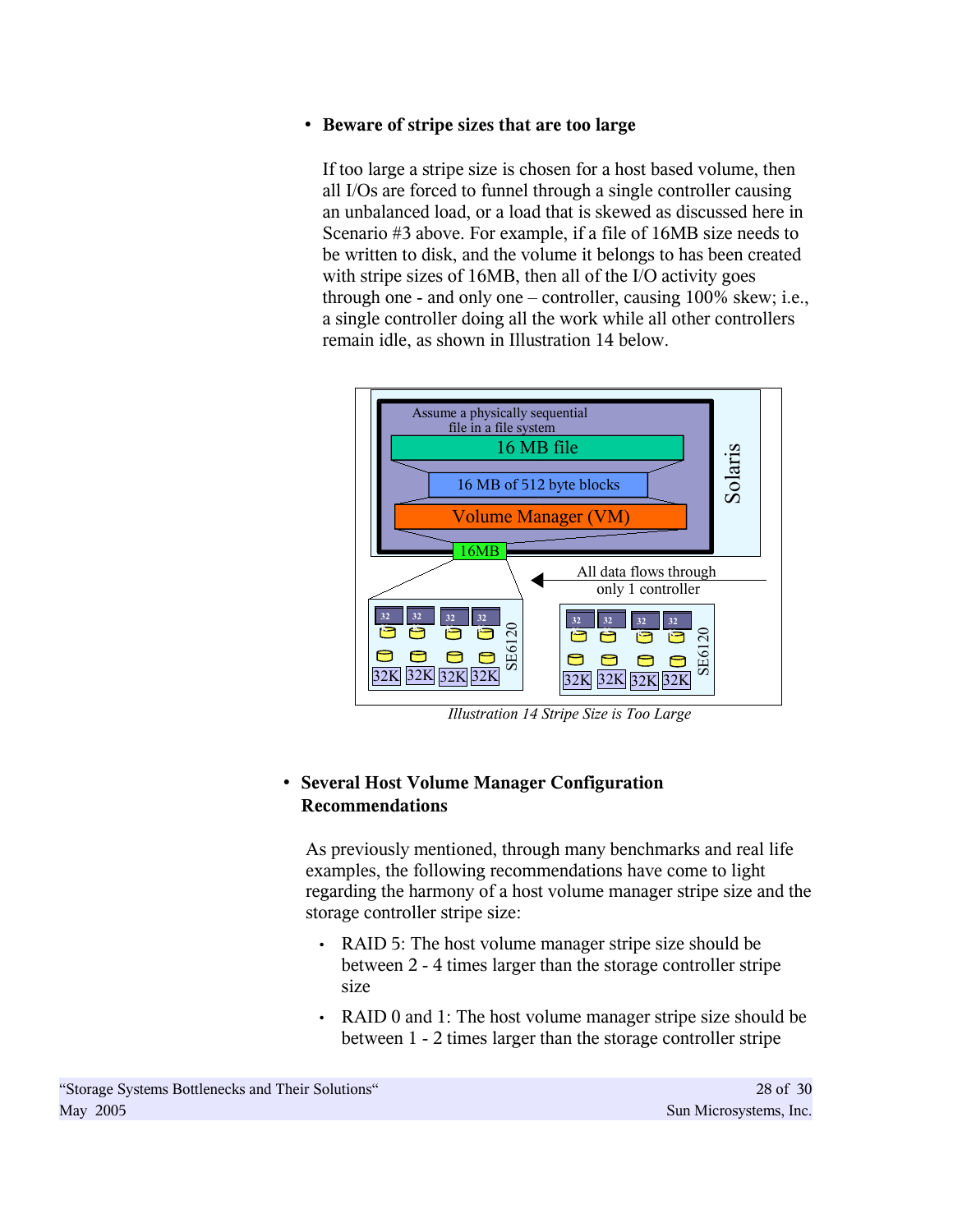- **Beware of stripe sizes that are too large**

  If too large a stripe size is chosen for a host based volume, then all I/Os are forced to funnel through a single controller causing an unbalanced load, or a load that is skewed as discussed here in Scenario #3 above. For example, if a file of 16MB size needs to be written to disk, and the volume it belongs to has been created with stripe sizes of 16MB, then all of the I/O activity goes through one - and only one – controller, causing 100% skew; i.e., a single controller doing all the work while all other controllers remain idle, as shown in Illustration 14 below.

*Illustration 14 Stripe Size is Too Large*

- **Several Host Volume Manager Configuration Recommendations**

  As previously mentioned, through many benchmarks and real life examples, the following recommendations have come to light regarding the harmony of a host volume manager stripe size and the storage controller stripe size:

  - RAID 5: The host volume manager stripe size should be between 2 - 4 times larger than the storage controller stripe size
  - RAID 0 and 1: The host volume manager stripe size should be between 1 - 2 times larger than the storage controller stripe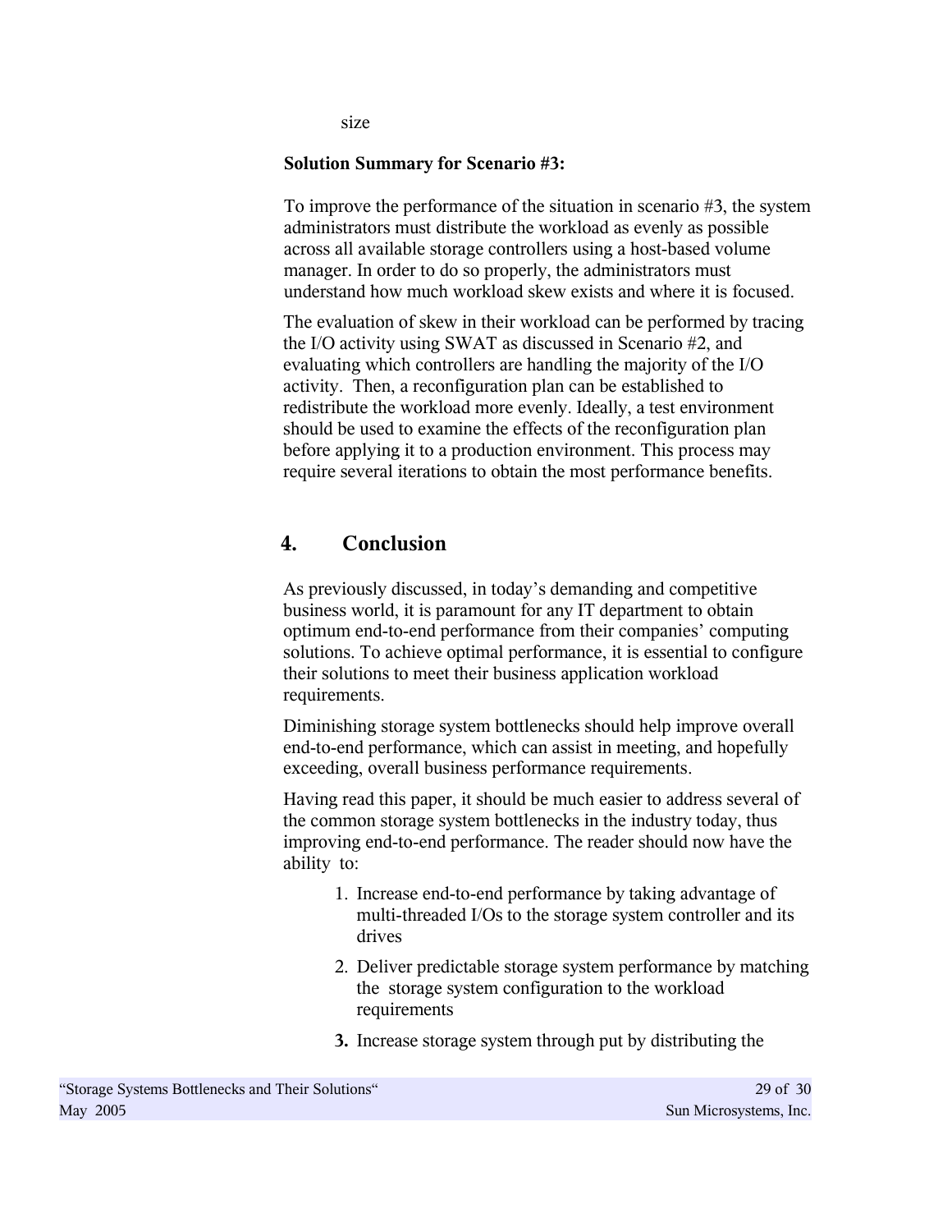size

**Solution Summary for Scenario #3:**

To improve the performance of the situation in scenario #3, the system administrators must distribute the workload as evenly as possible across all available storage controllers using a host-based volume manager. In order to do so properly, the administrators must understand how much workload skew exists and where it is focused.

The evaluation of skew in their workload can be performed by tracing the I/O activity using SWAT as discussed in Scenario #2, and evaluating which controllers are handling the majority of the I/O activity. Then, a reconfiguration plan can be established to redistribute the workload more evenly. Ideally, a test environment should be used to examine the effects of the reconfiguration plan before applying it to a production environment. This process may require several iterations to obtain the most performance benefits.

## 4. Conclusion

As previously discussed, in today's demanding and competitive business world, it is paramount for any IT department to obtain optimum end-to-end performance from their companies' computing solutions. To achieve optimal performance, it is essential to configure their solutions to meet their business application workload requirements.

Diminishing storage system bottlenecks should help improve overall end-to-end performance, which can assist in meeting, and hopefully exceeding, overall business performance requirements.

Having read this paper, it should be much easier to address several of the common storage system bottlenecks in the industry today, thus improving end-to-end performance. The reader should now have the ability to:

1. Increase end-to-end performance by taking advantage of multi-threaded I/Os to the storage system controller and its drives
2. Deliver predictable storage system performance by matching the storage system configuration to the workload requirements
3. Increase storage system through put by distributing the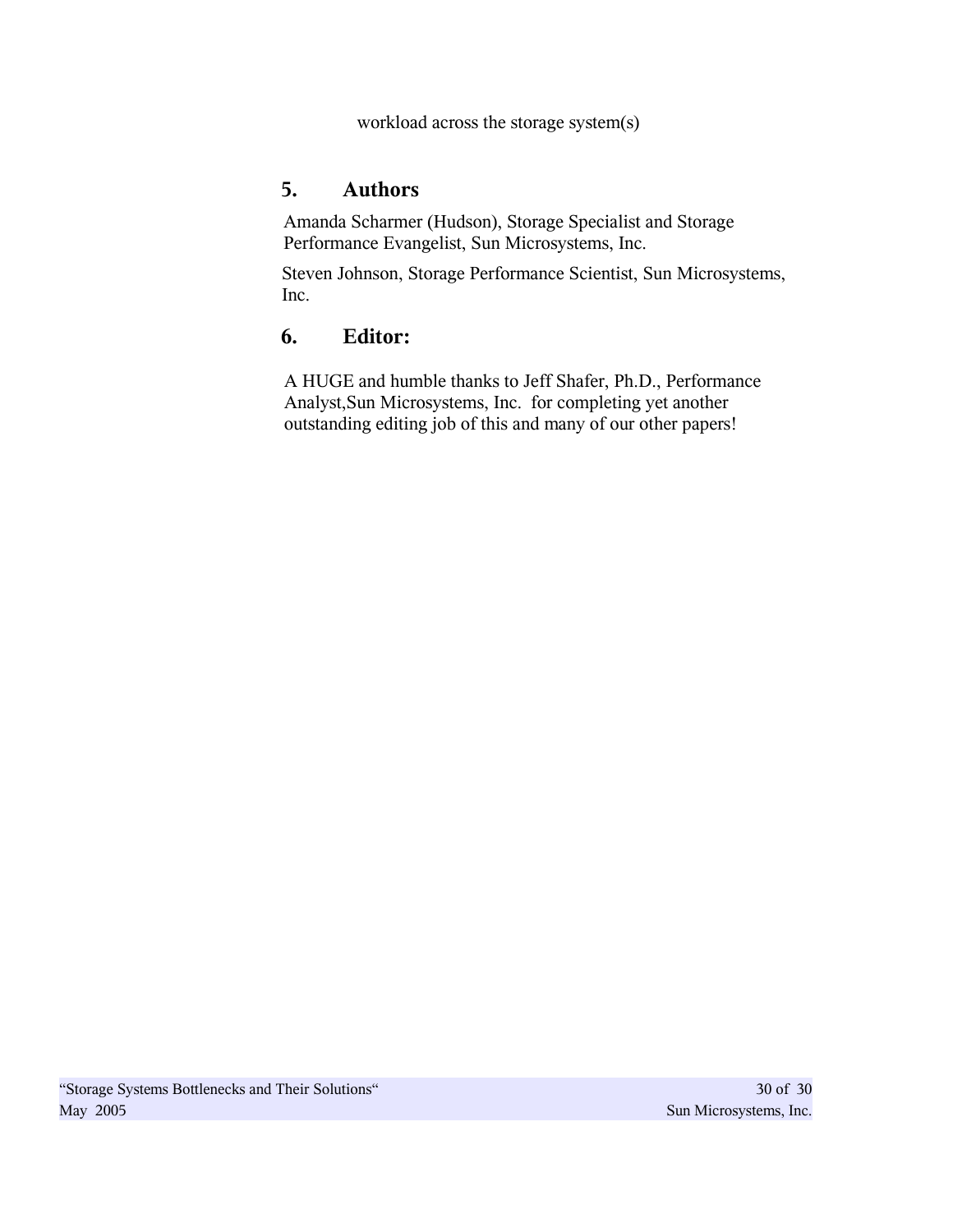workload across the storage system(s)

## 5. Authors

Amanda Scharmer (Hudson), Storage Specialist and Storage Performance Evangelist, Sun Microsystems, Inc.

Steven Johnson, Storage Performance Scientist, Sun Microsystems, Inc.

## 6. Editor:

A HUGE and humble thanks to Jeff Shafer, Ph.D., Performance Analyst,Sun Microsystems, Inc. for completing yet another outstanding editing job of this and many of our other papers!